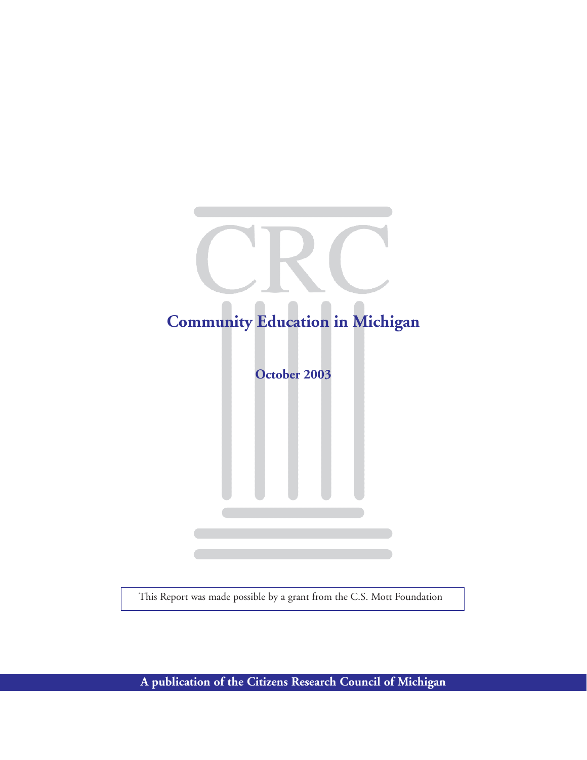# Community Education in Michigan

**October 2003**

This Report was made possible by a grant from the C.S. Mott Foundation

**A publication of the Citizens Research Council of Michigan**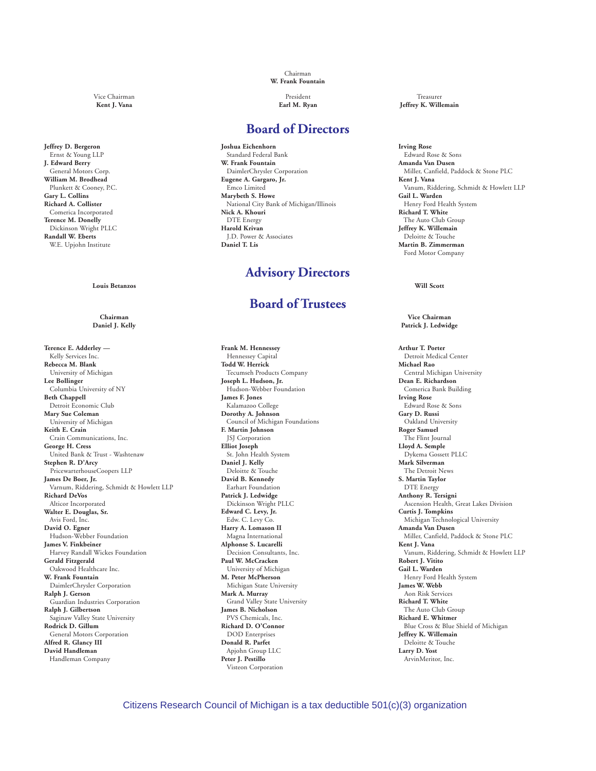Chairman
**W. Frank Fountain**

Vice Chairman
**Kent J. Vana**

President
**Earl M. Ryan**

Treasurer
**Jeffrey K. Willemain**

## Board of Directors

**Jeffrey D. Bergeron**
Ernst & Young LLP
**J. Edward Berry**
General Motors Corp.
**William M. Brodhead**
Plunkett & Cooney, P.C.
**Gary L. Collins**
**Richard A. Collister**
Comerica Incorporated
**Terence M. Donelly**
Dickinson Wright PLLC
**Randall W. Eberts**
W.E. Upjohn Institute

**Joshua Eichenhorn**
Standard Federal Bank
**W. Frank Fountain**
DaimlerChrysler Corporation
**Eugene A. Gargaro, Jr.**
Emco Limited
**Marybeth S. Howe**
National City Bank of Michigan/Illinois
**Nick A. Khouri**
DTE Energy
**Harold Krivan**
J.D. Power & Associates
**Daniel T. Lis**

**Irving Rose**
Edward Rose & Sons
**Amanda Van Dusen**
Miller, Canfield, Paddock & Stone PLC
**Kent J. Vana**
Vanum, Riddering, Schmidt & Howlett LLP
**Gail L. Warden**
Henry Ford Health System
**Richard T. White**
The Auto Club Group
**Jeffrey K. Willemain**
Deloitte & Touche
**Martin B. Zimmerman**
Ford Motor Company

## Advisory Directors

**Louis Betanzos**

**Will Scott**

## Board of Trustees

Chairman
**Daniel J. Kelly**

Vice Chairman
**Patrick J. Ledwidge**

**Terence E. Adderley —**
Kelly Services Inc.
**Rebecca M. Blank**
University of Michigan
**Lee Bollinger**
Columbia University of NY
**Beth Chappell**
Detroit Economic Club
**Mary Sue Coleman**
University of Michigan
**Keith E. Crain**
Crain Communications, Inc.
**George H. Cress**
United Bank & Trust - Washtenaw
**Stephen R. D'Arcy**
PricewarterhouseCoopers LLP
**James De Boer, Jr.**
Varnum, Riddering, Schmidt & Howlett LLP
**Richard DeVos**
Alticor Incorporated
**Walter E. Douglas, Sr.**
Avis Ford, Inc.
**David O. Egner**
Hudson-Webber Foundation
**James V. Finkbeiner**
Harvey Randall Wickes Foundation
**Gerald Fitzgerald**
Oakwood Healthcare Inc.
**W. Frank Fountain**
DaimlerChrysler Corporation
**Ralph J. Gerson**
Guardian Industries Corporation
**Ralph J. Gilbertson**
Saginaw Valley State University
**Rodrick D. Gillum**
General Motors Corporation
**Alfred R. Glancy III**
**David Handleman**
Handleman Company

**Frank M. Hennessey**
Hennessey Capital
**Todd W. Herrick**
Tecumseh Products Company
**Joseph L. Hudson, Jr.**
Hudson-Webber Foundation
**James F. Jones**
Kalamazoo College
**Dorothy A. Johnson**
Council of Michigan Foundations
**F. Martin Johnson**
JSJ Corporation
**Elliot Joseph**
St. John Health System
**Daniel J. Kelly**
Deloitte & Touche
**David B. Kennedy**
Earhart Foundation
**Patrick J. Ledwidge**
Dickinson Wright PLLC
**Edward C. Levy, Jr.**
Edw. C. Levy Co.
**Harry A. Lomason II**
Magna International
**Alphonse S. Lucarelli**
Decision Consultants, Inc.
**Paul W. McCracken**
University of Michigan
**M. Peter McPherson**
Michigan State University
**Mark A. Murray**
Grand Valley State University
**James B. Nicholson**
PVS Chemicals, Inc.
**Richard D. O'Connor**
DOD Enterprises
**Donald R. Parfet**
Apjohn Group LLC
**Peter J. Pestillo**
Visteon Corporation

**Arthur T. Porter**
Detroit Medical Center
**Michael Rao**
Central Michigan University
**Dean E. Richardson**
Comerica Bank Building
**Irving Rose**
Edward Rose & Sons
**Gary D. Russi**
Oakland University
**Roger Samuel**
The Flint Journal
**Lloyd A. Semple**
Dykema Gossett PLLC
**Mark Silverman**
The Detroit News
**S. Martin Taylor**
DTE Energy
**Anthony R. Tersigni**
Ascension Health, Great Lakes Division
**Curtis J. Tompkins**
Michigan Technological University
**Amanda Van Dusen**
Miller, Canfield, Paddock & Stone PLC
**Kent J. Vana**
Vanum, Riddering, Schmidt & Howlett LLP
**Robert J. Vitito**
**Gail L. Warden**
Henry Ford Health System
**James W. Webb**
Aon Risk Services
**Richard T. White**
The Auto Club Group
**Richard E. Whitmer**
Blue Cross & Blue Shield of Michigan
**Jeffrey K. Willemain**
Deloitte & Touche
**Larry D. Yost**
ArvinMeritor, Inc.

Citizens Research Council of Michigan is a tax deductible 501(c)(3) organization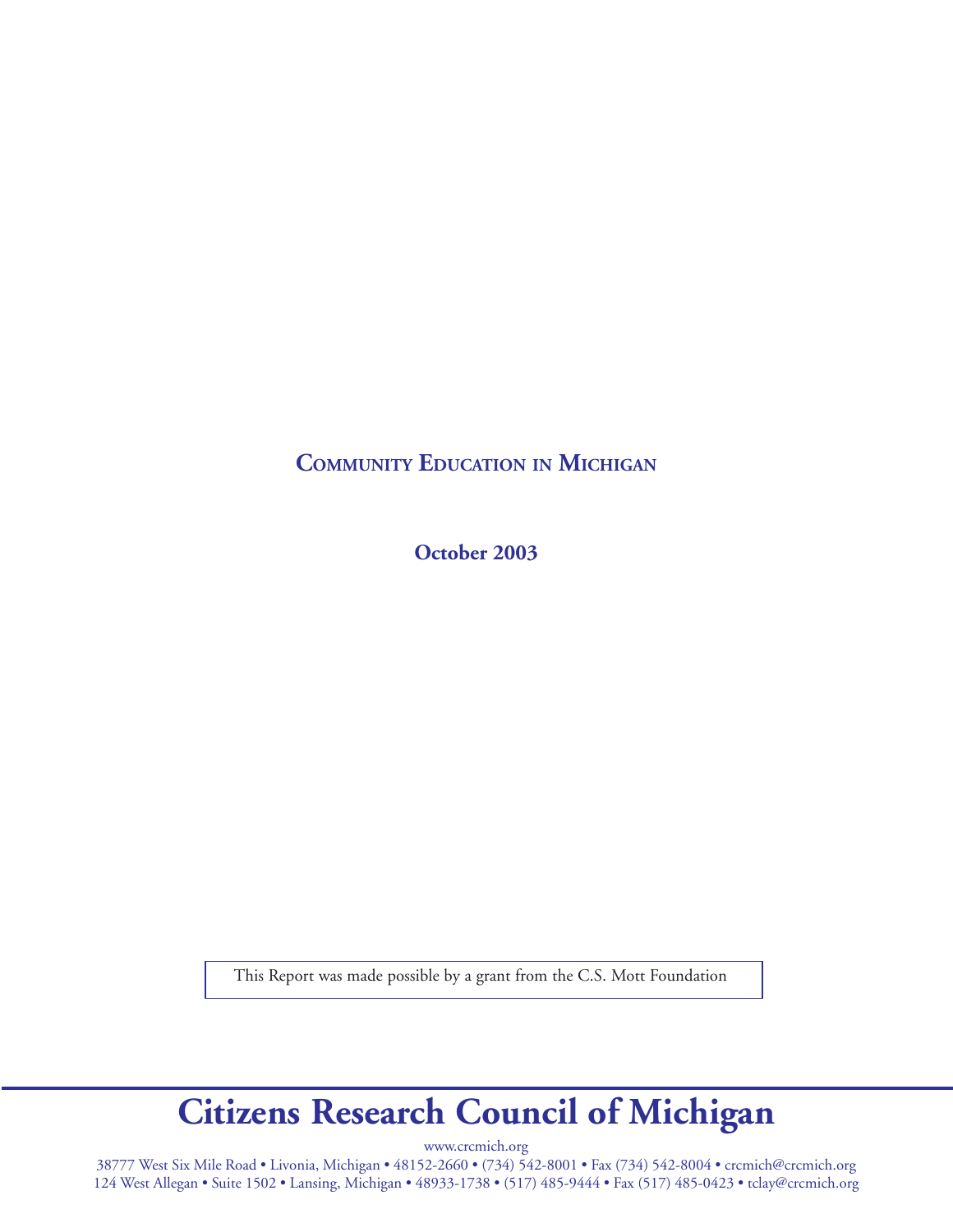# Community Education in Michigan

**October 2003**

This Report was made possible by a grant from the C.S. Mott Foundation

# Citizens Research Council of Michigan

www.crcmich.org

38777 West Six Mile Road • Livonia, Michigan • 48152-2660 • (734) 542-8001 • Fax (734) 542-8004 • crcmich@crcmich.org
124 West Allegan • Suite 1502 • Lansing, Michigan • 48933-1738 • (517) 485-9444 • Fax (517) 485-0423 • tclay@crcmich.org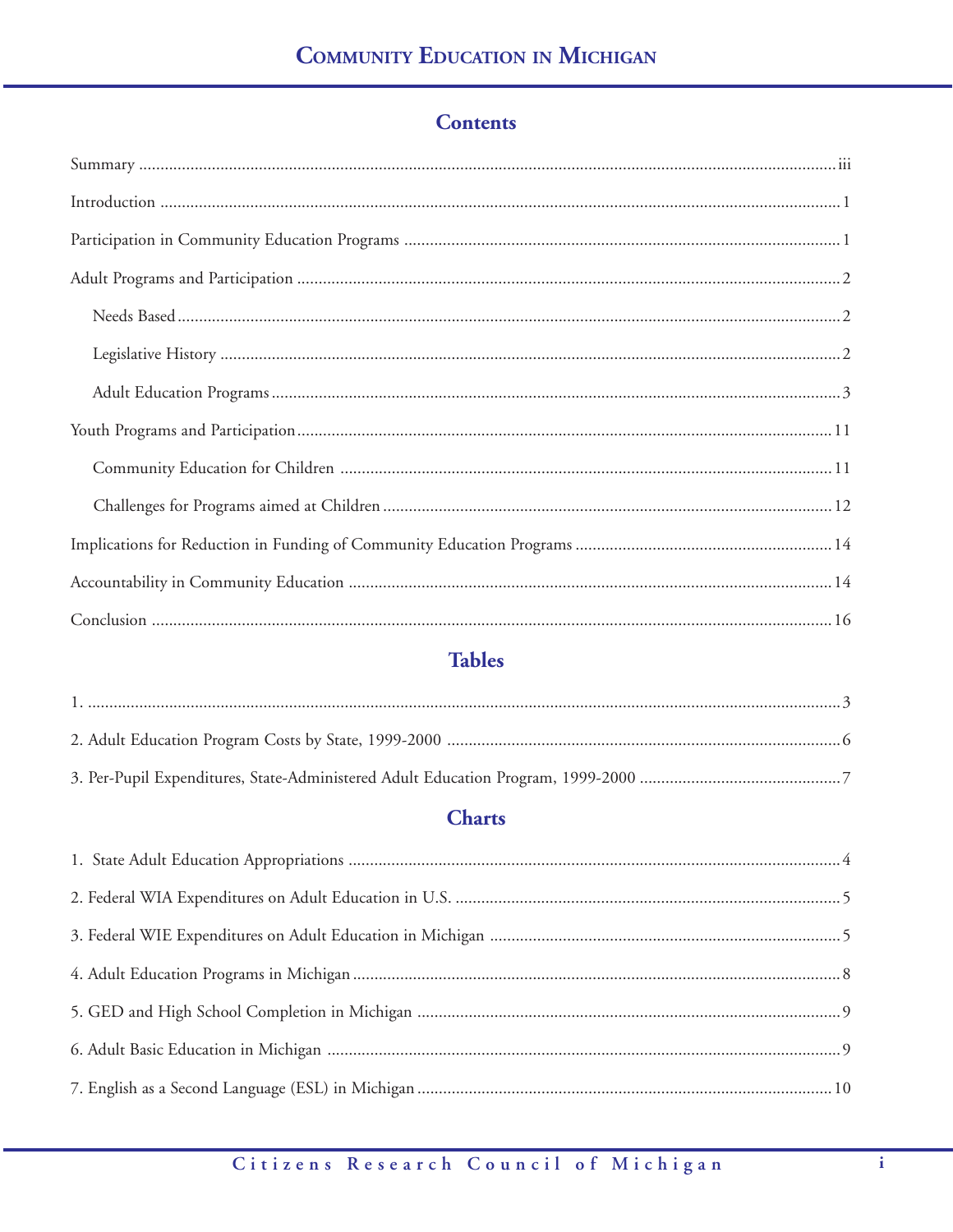# Contents

Summary ........................................................................................................................................ iii

Introduction ........................................................................................................................................ 1

Participation in Community Education Programs ........................................................................................ 1

Adult Programs and Participation ................................................................................................................ 2

- Needs Based ........................................................................................................................................ 2
- Legislative History ................................................................................................................................ 2
- Adult Education Programs .................................................................................................................... 3

Youth Programs and Participation ............................................................................................................... 11

- Community Education for Children ...................................................................................................... 11
- Challenges for Programs aimed at Children .......................................................................................... 12

Implications for Reduction in Funding of Community Education Programs ................................................ 14

Accountability in Community Education .................................................................................................... 14

Conclusion ........................................................................................................................................ 16

# Tables

1. ........................................................................................................................................ 3
2. Adult Education Program Costs by State, 1999-2000 ............................................................................. 6
3. Per-Pupil Expenditures, State-Administered Adult Education Program, 1999-2000 ................................. 7

# Charts

1. State Adult Education Appropriations .................................................................................................... 4
2. Federal WIA Expenditures on Adult Education in U.S. ........................................................................... 5
3. Federal WIE Expenditures on Adult Education in Michigan .................................................................... 5
4. Adult Education Programs in Michigan ................................................................................................... 8
5. GED and High School Completion in Michigan ...................................................................................... 9
6. Adult Basic Education in Michigan ......................................................................................................... 9
7. English as a Second Language (ESL) in Michigan ................................................................................ 10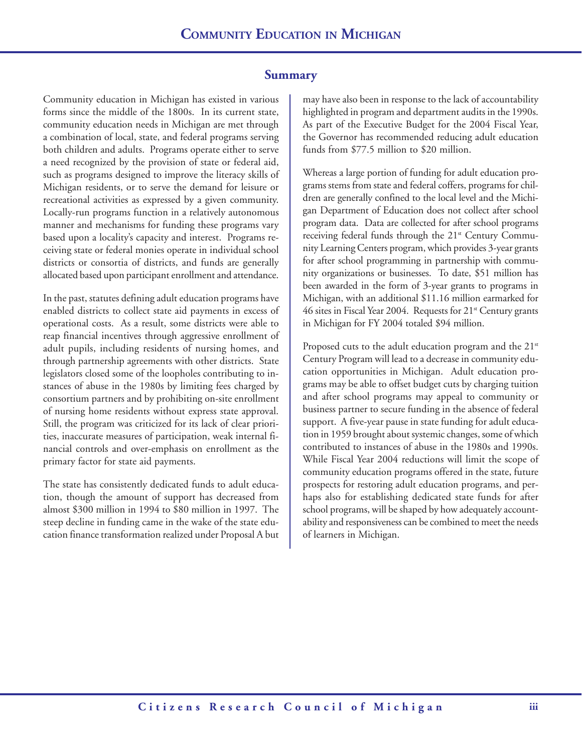## Summary

Community education in Michigan has existed in various forms since the middle of the 1800s. In its current state, community education needs in Michigan are met through a combination of local, state, and federal programs serving both children and adults. Programs operate either to serve a need recognized by the provision of state or federal aid, such as programs designed to improve the literacy skills of Michigan residents, or to serve the demand for leisure or recreational activities as expressed by a given community. Locally-run programs function in a relatively autonomous manner and mechanisms for funding these programs vary based upon a locality's capacity and interest. Programs receiving state or federal monies operate in individual school districts or consortia of districts, and funds are generally allocated based upon participant enrollment and attendance.

In the past, statutes defining adult education programs have enabled districts to collect state aid payments in excess of operational costs. As a result, some districts were able to reap financial incentives through aggressive enrollment of adult pupils, including residents of nursing homes, and through partnership agreements with other districts. State legislators closed some of the loopholes contributing to instances of abuse in the 1980s by limiting fees charged by consortium partners and by prohibiting on-site enrollment of nursing home residents without express state approval. Still, the program was criticized for its lack of clear priorities, inaccurate measures of participation, weak internal financial controls and over-emphasis on enrollment as the primary factor for state aid payments.

The state has consistently dedicated funds to adult education, though the amount of support has decreased from almost $300 million in 1994 to $80 million in 1997. The steep decline in funding came in the wake of the state education finance transformation realized under Proposal A but may have also been in response to the lack of accountability highlighted in program and department audits in the 1990s. As part of the Executive Budget for the 2004 Fiscal Year, the Governor has recommended reducing adult education funds from $77.5 million to $20 million.

Whereas a large portion of funding for adult education programs stems from state and federal coffers, programs for children are generally confined to the local level and the Michigan Department of Education does not collect after school program data. Data are collected for after school programs receiving federal funds through the 21st Century Community Learning Centers program, which provides 3-year grants for after school programming in partnership with community organizations or businesses. To date, $51 million has been awarded in the form of 3-year grants to programs in Michigan, with an additional $11.16 million earmarked for 46 sites in Fiscal Year 2004. Requests for 21st Century grants in Michigan for FY 2004 totaled $94 million.

Proposed cuts to the adult education program and the 21st Century Program will lead to a decrease in community education opportunities in Michigan. Adult education programs may be able to offset budget cuts by charging tuition and after school programs may appeal to community or business partner to secure funding in the absence of federal support. A five-year pause in state funding for adult education in 1959 brought about systemic changes, some of which contributed to instances of abuse in the 1980s and 1990s. While Fiscal Year 2004 reductions will limit the scope of community education programs offered in the state, future prospects for restoring adult education programs, and perhaps also for establishing dedicated state funds for after school programs, will be shaped by how adequately accountability and responsiveness can be combined to meet the needs of learners in Michigan.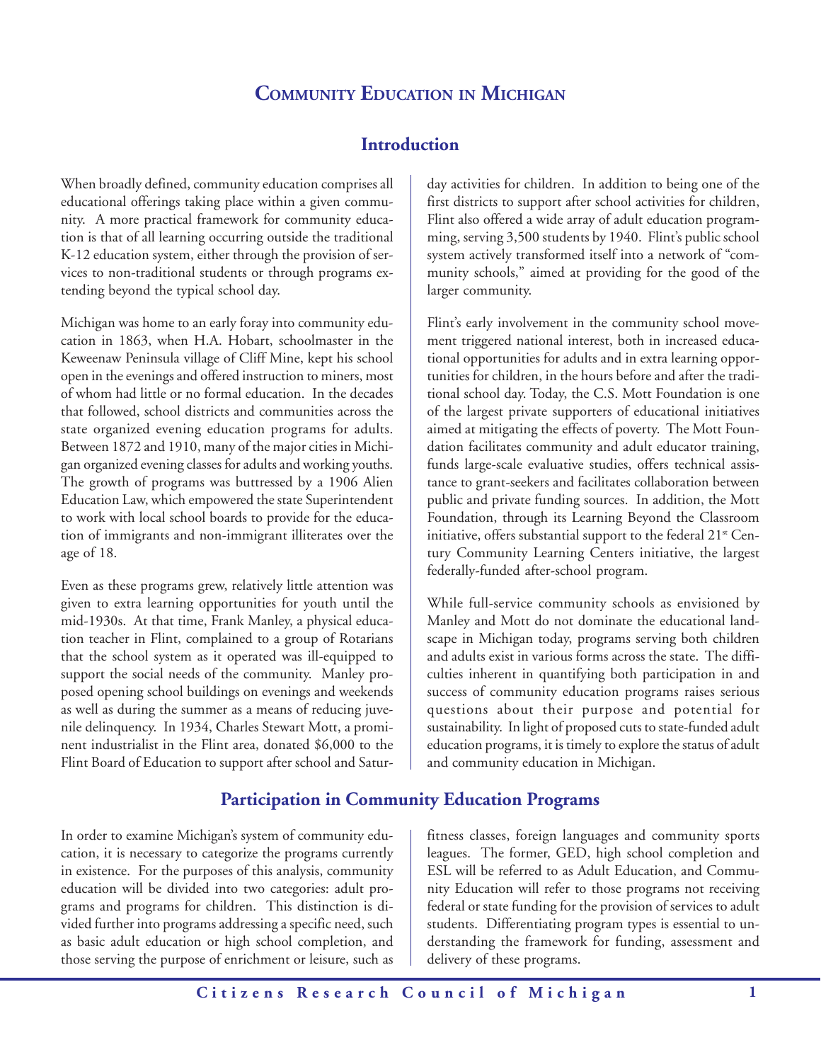# Community Education in Michigan

## Introduction

When broadly defined, community education comprises all educational offerings taking place within a given community. A more practical framework for community education is that of all learning occurring outside the traditional K-12 education system, either through the provision of services to non-traditional students or through programs extending beyond the typical school day.

Michigan was home to an early foray into community education in 1863, when H.A. Hobart, schoolmaster in the Keweenaw Peninsula village of Cliff Mine, kept his school open in the evenings and offered instruction to miners, most of whom had little or no formal education. In the decades that followed, school districts and communities across the state organized evening education programs for adults. Between 1872 and 1910, many of the major cities in Michigan organized evening classes for adults and working youths. The growth of programs was buttressed by a 1906 Alien Education Law, which empowered the state Superintendent to work with local school boards to provide for the education of immigrants and non-immigrant illiterates over the age of 18.

Even as these programs grew, relatively little attention was given to extra learning opportunities for youth until the mid-1930s. At that time, Frank Manley, a physical education teacher in Flint, complained to a group of Rotarians that the school system as it operated was ill-equipped to support the social needs of the community. Manley proposed opening school buildings on evenings and weekends as well as during the summer as a means of reducing juvenile delinquency. In 1934, Charles Stewart Mott, a prominent industrialist in the Flint area, donated $6,000 to the Flint Board of Education to support after school and Saturday activities for children. In addition to being one of the first districts to support after school activities for children, Flint also offered a wide array of adult education programming, serving 3,500 students by 1940. Flint's public school system actively transformed itself into a network of "community schools," aimed at providing for the good of the larger community.

Flint's early involvement in the community school movement triggered national interest, both in increased educational opportunities for adults and in extra learning opportunities for children, in the hours before and after the traditional school day. Today, the C.S. Mott Foundation is one of the largest private supporters of educational initiatives aimed at mitigating the effects of poverty. The Mott Foundation facilitates community and adult educator training, funds large-scale evaluative studies, offers technical assistance to grant-seekers and facilitates collaboration between public and private funding sources. In addition, the Mott Foundation, through its Learning Beyond the Classroom initiative, offers substantial support to the federal 21st Century Community Learning Centers initiative, the largest federally-funded after-school program.

While full-service community schools as envisioned by Manley and Mott do not dominate the educational landscape in Michigan today, programs serving both children and adults exist in various forms across the state. The difficulties inherent in quantifying both participation in and success of community education programs raises serious questions about their purpose and potential for sustainability. In light of proposed cuts to state-funded adult education programs, it is timely to explore the status of adult and community education in Michigan.

## Participation in Community Education Programs

In order to examine Michigan's system of community education, it is necessary to categorize the programs currently in existence. For the purposes of this analysis, community education will be divided into two categories: adult programs and programs for children. This distinction is divided further into programs addressing a specific need, such as basic adult education or high school completion, and those serving the purpose of enrichment or leisure, such as fitness classes, foreign languages and community sports leagues. The former, GED, high school completion and ESL will be referred to as Adult Education, and Community Education will refer to those programs not receiving federal or state funding for the provision of services to adult students. Differentiating program types is essential to understanding the framework for funding, assessment and delivery of these programs.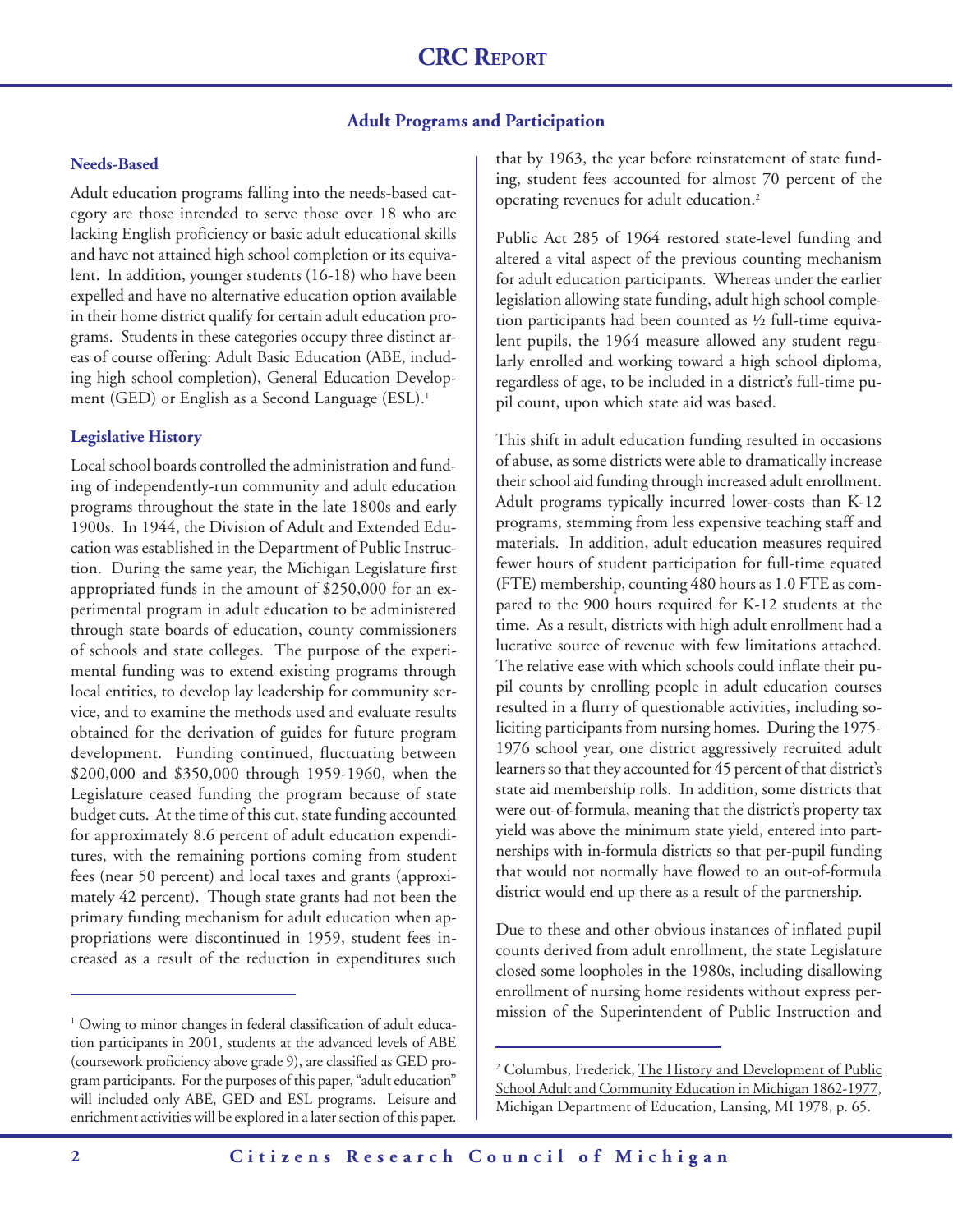## Adult Programs and Participation

### Needs-Based

Adult education programs falling into the needs-based category are those intended to serve those over 18 who are lacking English proficiency or basic adult educational skills and have not attained high school completion or its equivalent. In addition, younger students (16-18) who have been expelled and have no alternative education option available in their home district qualify for certain adult education programs. Students in these categories occupy three distinct areas of course offering: Adult Basic Education (ABE, including high school completion), General Education Development (GED) or English as a Second Language (ESL).[1]

### Legislative History

Local school boards controlled the administration and funding of independently-run community and adult education programs throughout the state in the late 1800s and early 1900s. In 1944, the Division of Adult and Extended Education was established in the Department of Public Instruction. During the same year, the Michigan Legislature first appropriated funds in the amount of $250,000 for an experimental program in adult education to be administered through state boards of education, county commissioners of schools and state colleges. The purpose of the experimental funding was to extend existing programs through local entities, to develop lay leadership for community service, and to examine the methods used and evaluate results obtained for the derivation of guides for future program development. Funding continued, fluctuating between $200,000 and $350,000 through 1959-1960, when the Legislature ceased funding the program because of state budget cuts. At the time of this cut, state funding accounted for approximately 8.6 percent of adult education expenditures, with the remaining portions coming from student fees (near 50 percent) and local taxes and grants (approximately 42 percent). Though state grants had not been the primary funding mechanism for adult education when appropriations were discontinued in 1959, student fees increased as a result of the reduction in expenditures such that by 1963, the year before reinstatement of state funding, student fees accounted for almost 70 percent of the operating revenues for adult education.[2]

Public Act 285 of 1964 restored state-level funding and altered a vital aspect of the previous counting mechanism for adult education participants. Whereas under the earlier legislation allowing state funding, adult high school completion participants had been counted as ½ full-time equivalent pupils, the 1964 measure allowed any student regularly enrolled and working toward a high school diploma, regardless of age, to be included in a district's full-time pupil count, upon which state aid was based.

This shift in adult education funding resulted in occasions of abuse, as some districts were able to dramatically increase their school aid funding through increased adult enrollment. Adult programs typically incurred lower-costs than K-12 programs, stemming from less expensive teaching staff and materials. In addition, adult education measures required fewer hours of student participation for full-time equated (FTE) membership, counting 480 hours as 1.0 FTE as compared to the 900 hours required for K-12 students at the time. As a result, districts with high adult enrollment had a lucrative source of revenue with few limitations attached. The relative ease with which schools could inflate their pupil counts by enrolling people in adult education courses resulted in a flurry of questionable activities, including soliciting participants from nursing homes. During the 1975-1976 school year, one district aggressively recruited adult learners so that they accounted for 45 percent of that district's state aid membership rolls. In addition, some districts that were out-of-formula, meaning that the district's property tax yield was above the minimum state yield, entered into partnerships with in-formula districts so that per-pupil funding that would not normally have flowed to an out-of-formula district would end up there as a result of the partnership.

Due to these and other obvious instances of inflated pupil counts derived from adult enrollment, the state Legislature closed some loopholes in the 1980s, including disallowing enrollment of nursing home residents without express permission of the Superintendent of Public Instruction and

---

[1] Owing to minor changes in federal classification of adult education participants in 2001, students at the advanced levels of ABE (coursework proficiency above grade 9), are classified as GED program participants. For the purposes of this paper, "adult education" will included only ABE, GED and ESL programs. Leisure and enrichment activities will be explored in a later section of this paper.

[2] Columbus, Frederick, The History and Development of Public School Adult and Community Education in Michigan 1862-1977, Michigan Department of Education, Lansing, MI 1978, p. 65.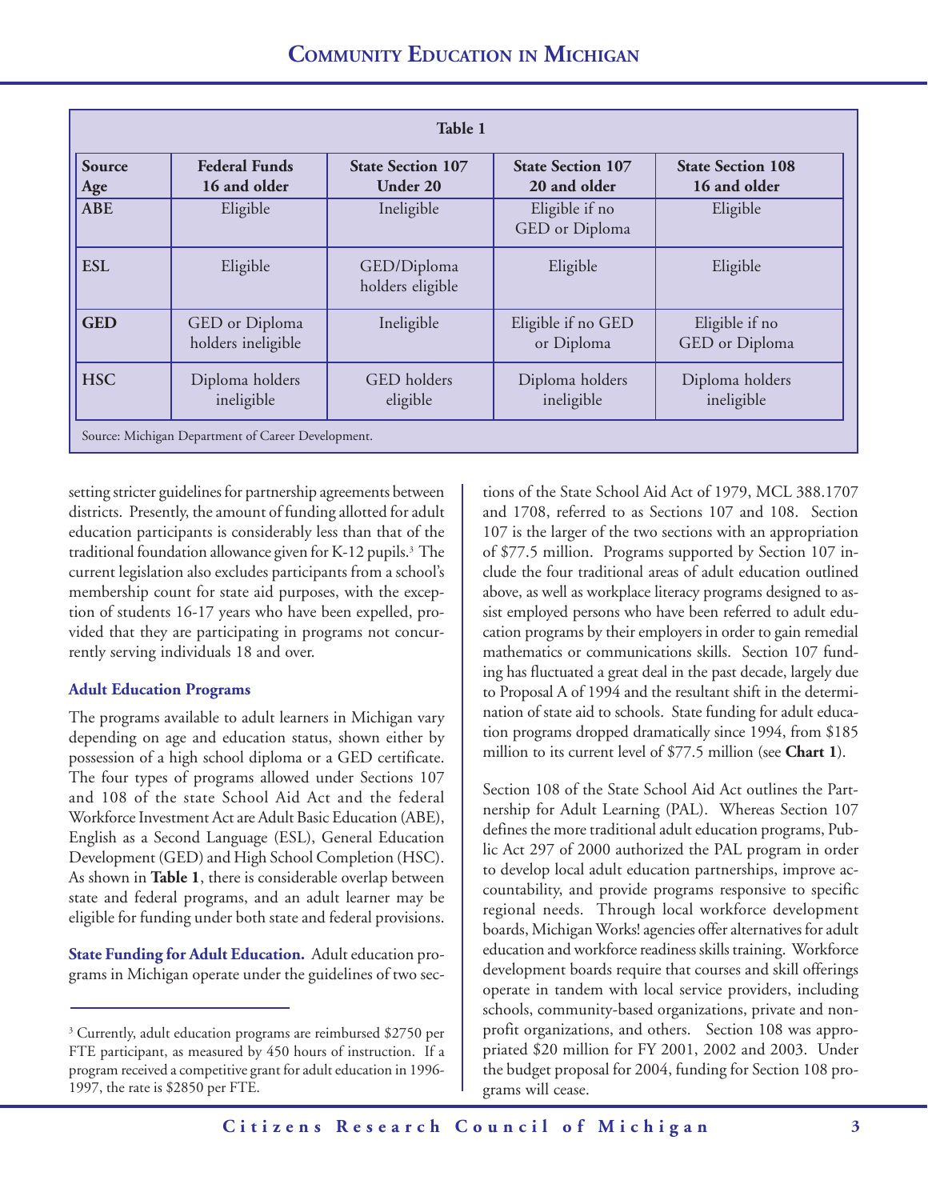**Table 1**

| Source<br>Age | Federal Funds<br>16 and older | State Section 107<br>Under 20 | State Section 107<br>20 and older | State Section 108<br>16 and older |
|---|---|---|---|---|
| **ABE** | Eligible | Ineligible | Eligible if no GED or Diploma | Eligible |
| **ESL** | Eligible | GED/Diploma holders eligible | Eligible | Eligible |
| **GED** | GED or Diploma holders ineligible | Ineligible | Eligible if no GED or Diploma | Eligible if no GED or Diploma |
| **HSC** | Diploma holders ineligible | GED holders eligible | Diploma holders ineligible | Diploma holders ineligible |

Source: Michigan Department of Career Development.

setting stricter guidelines for partnership agreements between districts. Presently, the amount of funding allotted for adult education participants is considerably less than that of the traditional foundation allowance given for K-12 pupils.[3] The current legislation also excludes participants from a school's membership count for state aid purposes, with the exception of students 16-17 years who have been expelled, provided that they are participating in programs not concurrently serving individuals 18 and over.

### Adult Education Programs

The programs available to adult learners in Michigan vary depending on age and education status, shown either by possession of a high school diploma or a GED certificate. The four types of programs allowed under Sections 107 and 108 of the state School Aid Act and the federal Workforce Investment Act are Adult Basic Education (ABE), English as a Second Language (ESL), General Education Development (GED) and High School Completion (HSC). As shown in **Table 1**, there is considerable overlap between state and federal programs, and an adult learner may be eligible for funding under both state and federal provisions.

**State Funding for Adult Education.** Adult education programs in Michigan operate under the guidelines of two sections of the State School Aid Act of 1979, MCL 388.1707 and 1708, referred to as Sections 107 and 108. Section 107 is the larger of the two sections with an appropriation of $77.5 million. Programs supported by Section 107 include the four traditional areas of adult education outlined above, as well as workplace literacy programs designed to assist employed persons who have been referred to adult education programs by their employers in order to gain remedial mathematics or communications skills. Section 107 funding has fluctuated a great deal in the past decade, largely due to Proposal A of 1994 and the resultant shift in the determination of state aid to schools. State funding for adult education programs dropped dramatically since 1994, from $185 million to its current level of $77.5 million (see **Chart 1**).

Section 108 of the State School Aid Act outlines the Partnership for Adult Learning (PAL). Whereas Section 107 defines the more traditional adult education programs, Public Act 297 of 2000 authorized the PAL program in order to develop local adult education partnerships, improve accountability, and provide programs responsive to specific regional needs. Through local workforce development boards, Michigan Works! agencies offer alternatives for adult education and workforce readiness skills training. Workforce development boards require that courses and skill offerings operate in tandem with local service providers, including schools, community-based organizations, private and nonprofit organizations, and others. Section 108 was appropriated $20 million for FY 2001, 2002 and 2003. Under the budget proposal for 2004, funding for Section 108 programs will cease.

---

[3] Currently, adult education programs are reimbursed $2750 per FTE participant, as measured by 450 hours of instruction. If a program received a competitive grant for adult education in 1996-1997, the rate is $2850 per FTE.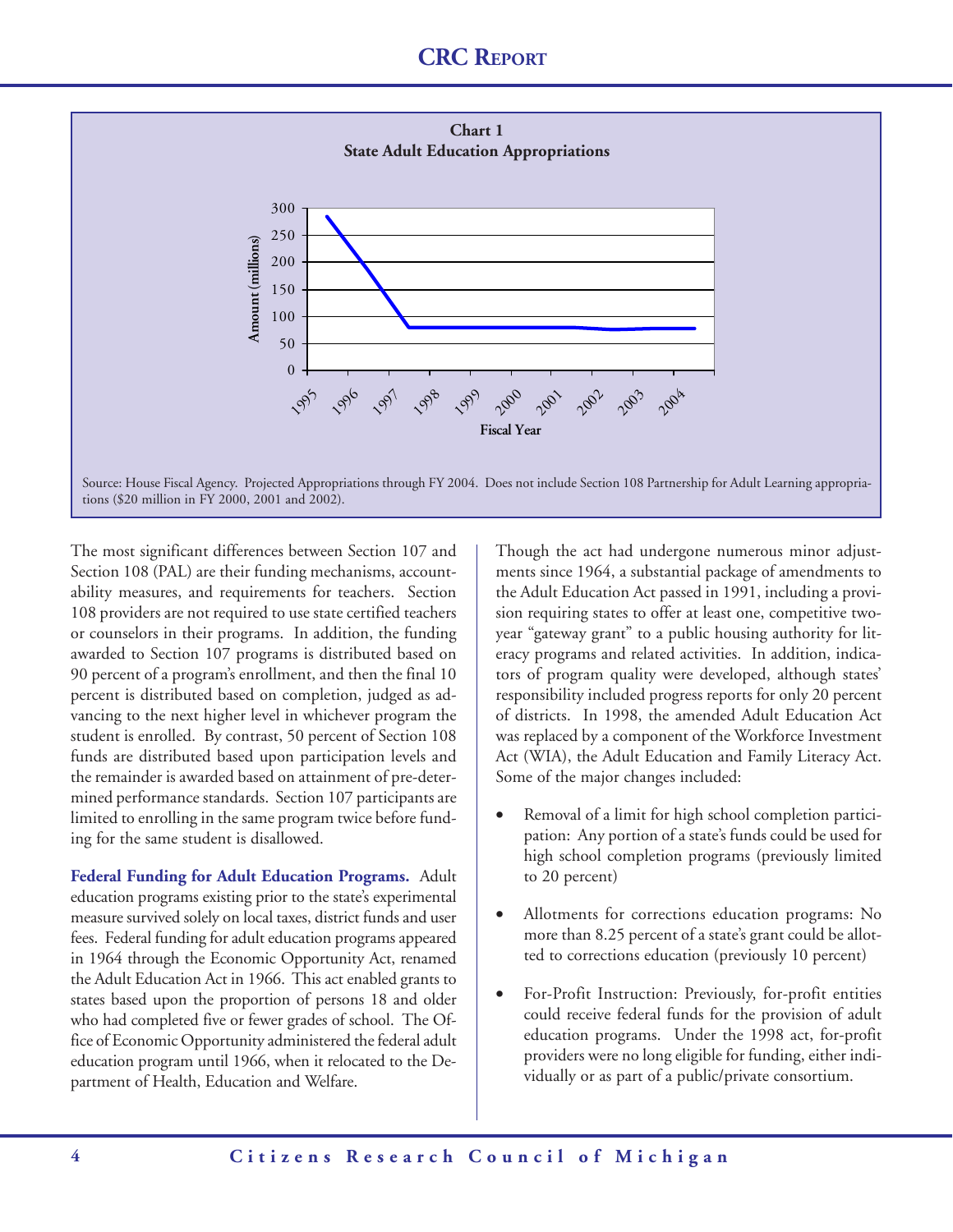**Chart 1**
**State Adult Education Appropriations**

Source: House Fiscal Agency. Projected Appropriations through FY 2004. Does not include Section 108 Partnership for Adult Learning appropriations ($20 million in FY 2000, 2001 and 2002).

The most significant differences between Section 107 and Section 108 (PAL) are their funding mechanisms, accountability measures, and requirements for teachers. Section 108 providers are not required to use state certified teachers or counselors in their programs. In addition, the funding awarded to Section 107 programs is distributed based on 90 percent of a program's enrollment, and then the final 10 percent is distributed based on completion, judged as advancing to the next higher level in whichever program the student is enrolled. By contrast, 50 percent of Section 108 funds are distributed based upon participation levels and the remainder is awarded based on attainment of pre-determined performance standards. Section 107 participants are limited to enrolling in the same program twice before funding for the same student is disallowed.

**Federal Funding for Adult Education Programs.** Adult education programs existing prior to the state's experimental measure survived solely on local taxes, district funds and user fees. Federal funding for adult education programs appeared in 1964 through the Economic Opportunity Act, renamed the Adult Education Act in 1966. This act enabled grants to states based upon the proportion of persons 18 and older who had completed five or fewer grades of school. The Office of Economic Opportunity administered the federal adult education program until 1966, when it relocated to the Department of Health, Education and Welfare.

Though the act had undergone numerous minor adjustments since 1964, a substantial package of amendments to the Adult Education Act passed in 1991, including a provision requiring states to offer at least one, competitive two-year "gateway grant" to a public housing authority for literacy programs and related activities. In addition, indicators of program quality were developed, although states' responsibility included progress reports for only 20 percent of districts. In 1998, the amended Adult Education Act was replaced by a component of the Workforce Investment Act (WIA), the Adult Education and Family Literacy Act. Some of the major changes included:

- Removal of a limit for high school completion participation: Any portion of a state's funds could be used for high school completion programs (previously limited to 20 percent)
- Allotments for corrections education programs: No more than 8.25 percent of a state's grant could be allotted to corrections education (previously 10 percent)
- For-Profit Instruction: Previously, for-profit entities could receive federal funds for the provision of adult education programs. Under the 1998 act, for-profit providers were no long eligible for funding, either individually or as part of a public/private consortium.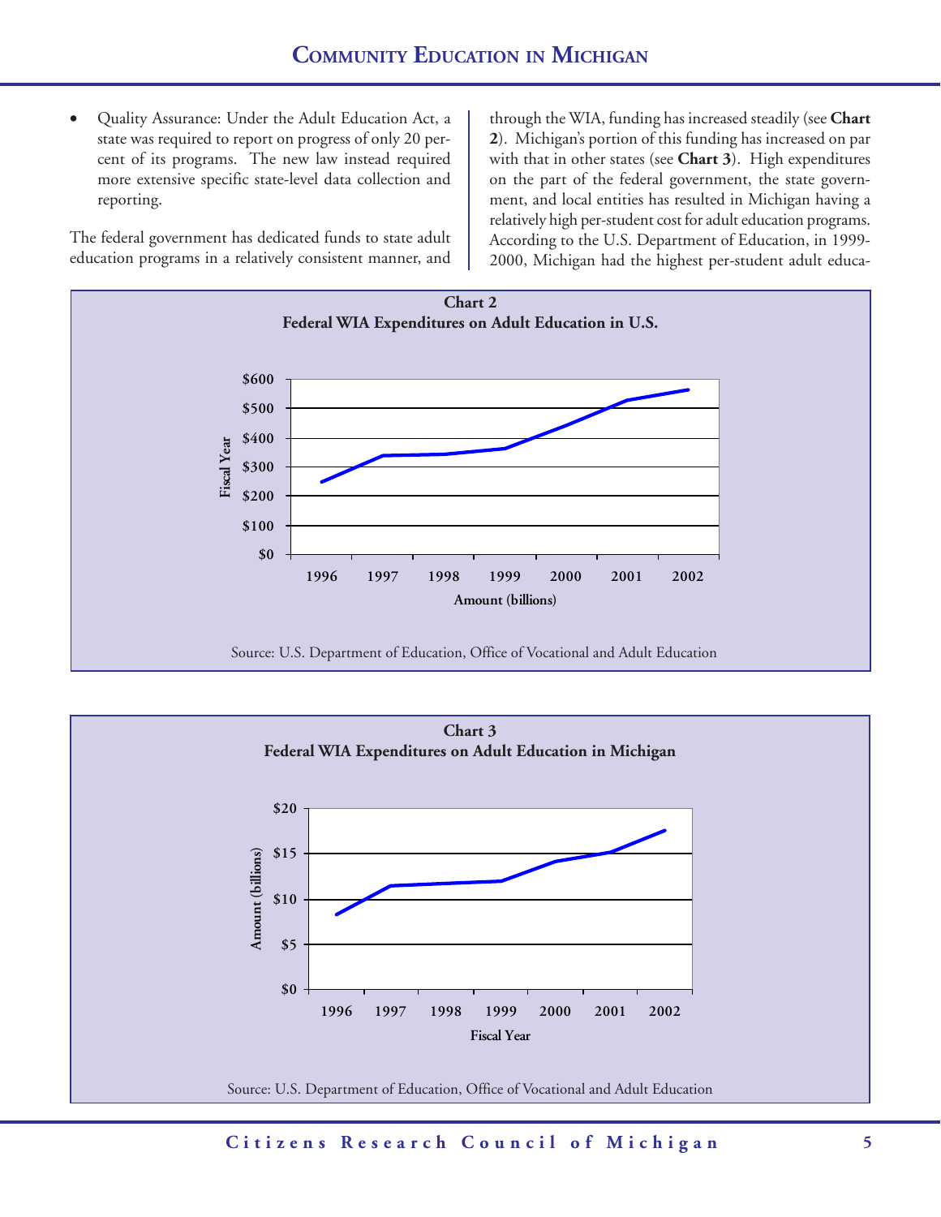- Quality Assurance: Under the Adult Education Act, a state was required to report on progress of only 20 percent of its programs. The new law instead required more extensive specific state-level data collection and reporting.

The federal government has dedicated funds to state adult education programs in a relatively consistent manner, and through the WIA, funding has increased steadily (see **Chart 2**). Michigan's portion of this funding has increased on par with that in other states (see **Chart 3**). High expenditures on the part of the federal government, the state government, and local entities has resulted in Michigan having a relatively high per-student cost for adult education programs. According to the U.S. Department of Education, in 1999-2000, Michigan had the highest per-student adult educa-

**Chart 2**
**Federal WIA Expenditures on Adult Education in U.S.**

Source: U.S. Department of Education, Office of Vocational and Adult Education

**Chart 3**
**Federal WIA Expenditures on Adult Education in Michigan**

Source: U.S. Department of Education, Office of Vocational and Adult Education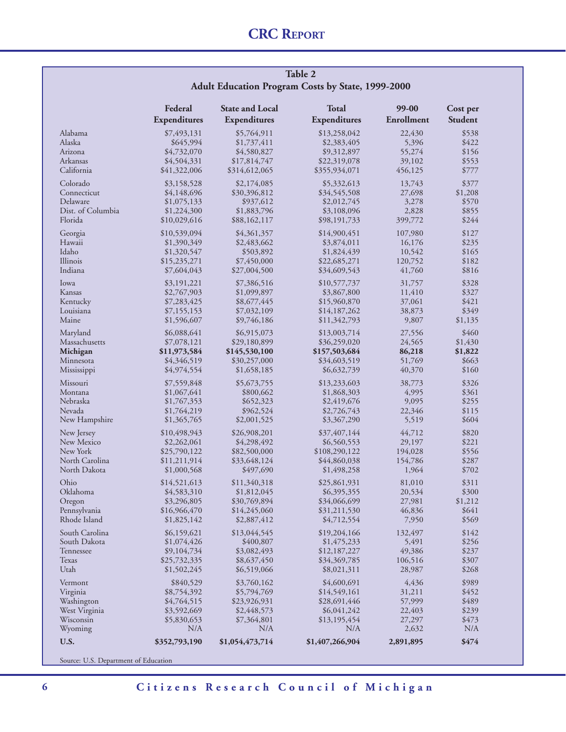**Table 2**
**Adult Education Program Costs by State, 1999-2000**

| | Federal Expenditures | State and Local Expenditures | Total Expenditures | 99-00 Enrollment | Cost per Student |
|---|---|---|---|---|---|
| Alabama | $7,493,131 | $5,764,911 | $13,258,042 | 22,430 | $538 |
| Alaska | $645,994 | $1,737,411 | $2,383,405 | 5,396 | $422 |
| Arizona | $4,732,070 | $4,580,827 | $9,312,897 | 55,274 | $156 |
| Arkansas | $4,504,331 | $17,814,747 | $22,319,078 | 39,102 | $553 |
| California | $41,322,006 | $314,612,065 | $355,934,071 | 456,125 | $777 |
| Colorado | $3,158,528 | $2,174,085 | $5,332,613 | 13,743 | $377 |
| Connecticut | $4,148,696 | $30,396,812 | $34,545,508 | 27,698 | $1,208 |
| Delaware | $1,075,133 | $937,612 | $2,012,745 | 3,278 | $570 |
| Dist. of Columbia | $1,224,300 | $1,883,796 | $3,108,096 | 2,828 | $855 |
| Florida | $10,029,616 | $88,162,117 | $98,191,733 | 399,772 | $244 |
| Georgia | $10,539,094 | $4,361,357 | $14,900,451 | 107,980 | $127 |
| Hawaii | $1,390,349 | $2,483,662 | $3,874,011 | 16,176 | $235 |
| Idaho | $1,320,547 | $503,892 | $1,824,439 | 10,542 | $165 |
| Illinois | $15,235,271 | $7,450,000 | $22,685,271 | 120,752 | $182 |
| Indiana | $7,604,043 | $27,004,500 | $34,609,543 | 41,760 | $816 |
| Iowa | $3,191,221 | $7,386,516 | $10,577,737 | 31,757 | $328 |
| Kansas | $2,767,903 | $1,099,897 | $3,867,800 | 11,410 | $327 |
| Kentucky | $7,283,425 | $8,677,445 | $15,960,870 | 37,061 | $421 |
| Louisiana | $7,155,153 | $7,032,109 | $14,187,262 | 38,873 | $349 |
| Maine | $1,596,607 | $9,746,186 | $11,342,793 | 9,807 | $1,135 |
| Maryland | $6,088,641 | $6,915,073 | $13,003,714 | 27,556 | $460 |
| Massachusetts | $7,078,121 | $29,180,899 | $36,259,020 | 24,565 | $1,430 |
| **Michigan** | **$11,973,584** | **$145,530,100** | **$157,503,684** | **86,218** | **$1,822** |
| Minnesota | $4,346,519 | $30,257,000 | $34,603,519 | 51,769 | $663 |
| Mississippi | $4,974,554 | $1,658,185 | $6,632,739 | 40,370 | $160 |
| Missouri | $7,559,848 | $5,673,755 | $13,233,603 | 38,773 | $326 |
| Montana | $1,067,641 | $800,662 | $1,868,303 | 4,995 | $361 |
| Nebraska | $1,767,353 | $652,323 | $2,419,676 | 9,095 | $255 |
| Nevada | $1,764,219 | $962,524 | $2,726,743 | 22,346 | $115 |
| New Hampshire | $1,365,765 | $2,001,525 | $3,367,290 | 5,519 | $604 |
| New Jersey | $10,498,943 | $26,908,201 | $37,407,144 | 44,712 | $820 |
| New Mexico | $2,262,061 | $4,298,492 | $6,560,553 | 29,197 | $221 |
| New York | $25,790,122 | $82,500,000 | $108,290,122 | 194,028 | $556 |
| North Carolina | $11,211,914 | $33,648,124 | $44,860,038 | 154,786 | $287 |
| North Dakota | $1,000,568 | $497,690 | $1,498,258 | 1,964 | $702 |
| Ohio | $14,521,613 | $11,340,318 | $25,861,931 | 81,010 | $311 |
| Oklahoma | $4,583,310 | $1,812,045 | $6,395,355 | 20,534 | $300 |
| Oregon | $3,296,805 | $30,769,894 | $34,066,699 | 27,981 | $1,212 |
| Pennsylvania | $16,966,470 | $14,245,060 | $31,211,530 | 46,836 | $641 |
| Rhode Island | $1,825,142 | $2,887,412 | $4,712,554 | 7,950 | $569 |
| South Carolina | $6,159,621 | $13,044,545 | $19,204,166 | 132,497 | $142 |
| South Dakota | $1,074,426 | $400,807 | $1,475,233 | 5,491 | $256 |
| Tennessee | $9,104,734 | $3,082,493 | $12,187,227 | 49,386 | $237 |
| Texas | $25,732,335 | $8,637,450 | $34,369,785 | 106,516 | $307 |
| Utah | $1,502,245 | $6,519,066 | $8,021,311 | 28,987 | $268 |
| Vermont | $840,529 | $3,760,162 | $4,600,691 | 4,436 | $989 |
| Virginia | $8,754,392 | $5,794,769 | $14,549,161 | 31,211 | $452 |
| Washington | $4,764,515 | $23,926,931 | $28,691,446 | 57,999 | $489 |
| West Virginia | $3,592,669 | $2,448,573 | $6,041,242 | 22,403 | $239 |
| Wisconsin | $5,830,653 | $7,364,801 | $13,195,454 | 27,297 | $473 |
| Wyoming | N/A | N/A | N/A | 2,632 | N/A |
| **U.S.** | **$352,793,190** | **$1,054,473,714** | **$1,407,266,904** | **2,891,895** | **$474** |

Source: U.S. Department of Education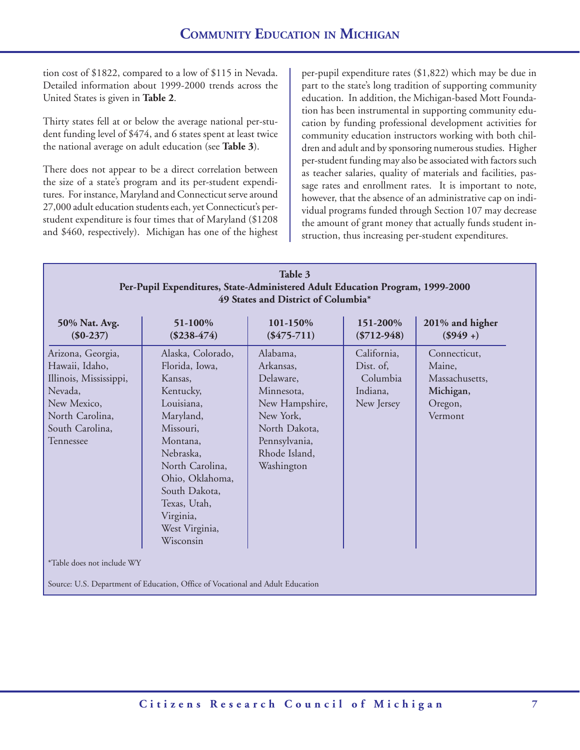tion cost of $1822, compared to a low of $115 in Nevada. Detailed information about 1999-2000 trends across the United States is given in **Table 2**.

Thirty states fell at or below the average national per-student funding level of $474, and 6 states spent at least twice the national average on adult education (see **Table 3**).

There does not appear to be a direct correlation between the size of a state's program and its per-student expenditures. For instance, Maryland and Connecticut serve around 27,000 adult education students each, yet Connecticut's per-student expenditure is four times that of Maryland ($1208 and $460, respectively). Michigan has one of the highest per-pupil expenditure rates ($1,822) which may be due in part to the state's long tradition of supporting community education. In addition, the Michigan-based Mott Foundation has been instrumental in supporting community education by funding professional development activities for community education instructors working with both children and adult and by sponsoring numerous studies. Higher per-student funding may also be associated with factors such as teacher salaries, quality of materials and facilities, passage rates and enrollment rates. It is important to note, however, that the absence of an administrative cap on individual programs funded through Section 107 may decrease the amount of grant money that actually funds student instruction, thus increasing per-student expenditures.

**Table 3**
**Per-Pupil Expenditures, State-Administered Adult Education Program, 1999-2000**
**49 States and District of Columbia***

| 50% Nat. Avg. ($0-237) | 51-100% ($238-474) | 101-150% ($475-711) | 151-200% ($712-948) | 201% and higher ($949 +) |
|---|---|---|---|---|
| Arizona, Georgia, Hawaii, Idaho, Illinois, Mississippi, Nevada, New Mexico, North Carolina, South Carolina, Tennessee | Alaska, Colorado, Florida, Iowa, Kansas, Kentucky, Louisiana, Maryland, Missouri, Montana, Nebraska, North Carolina, Ohio, Oklahoma, South Dakota, Texas, Utah, Virginia, West Virginia, Wisconsin | Alabama, Arkansas, Delaware, Minnesota, New Hampshire, New York, North Dakota, Pennsylvania, Rhode Island, Washington | California, Dist. of, Columbia Indiana, New Jersey | Connecticut, Maine, Massachusetts, **Michigan,** Oregon, Vermont |

*Table does not include WY

Source: U.S. Department of Education, Office of Vocational and Adult Education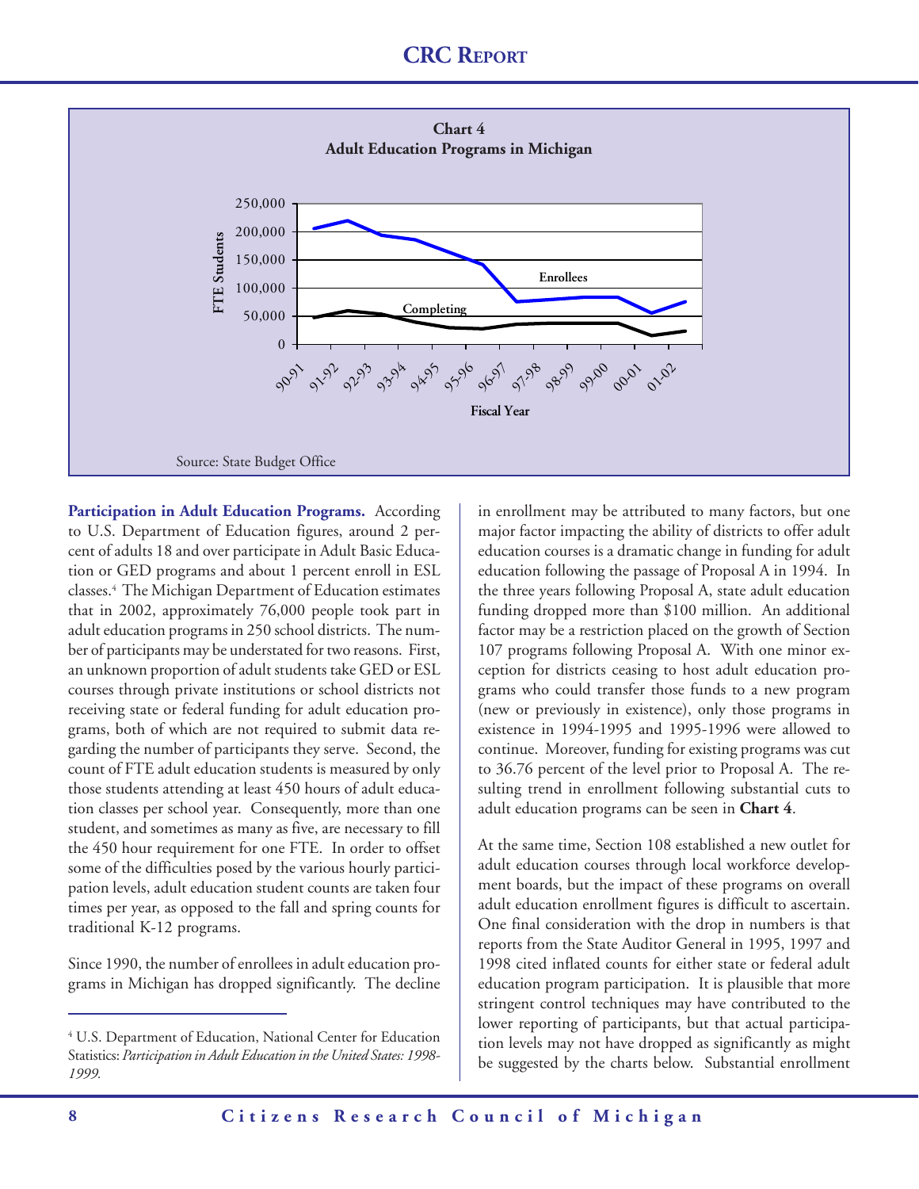**Chart 4**
**Adult Education Programs in Michigan**

Source: State Budget Office

**Participation in Adult Education Programs.** According to U.S. Department of Education figures, around 2 percent of adults 18 and over participate in Adult Basic Education or GED programs and about 1 percent enroll in ESL classes.[4] The Michigan Department of Education estimates that in 2002, approximately 76,000 people took part in adult education programs in 250 school districts. The number of participants may be understated for two reasons. First, an unknown proportion of adult students take GED or ESL courses through private institutions or school districts not receiving state or federal funding for adult education programs, both of which are not required to submit data regarding the number of participants they serve. Second, the count of FTE adult education students is measured by only those students attending at least 450 hours of adult education classes per school year. Consequently, more than one student, and sometimes as many as five, are necessary to fill the 450 hour requirement for one FTE. In order to offset some of the difficulties posed by the various hourly participation levels, adult education student counts are taken four times per year, as opposed to the fall and spring counts for traditional K-12 programs.

Since 1990, the number of enrollees in adult education programs in Michigan has dropped significantly. The decline in enrollment may be attributed to many factors, but one major factor impacting the ability of districts to offer adult education courses is a dramatic change in funding for adult education following the passage of Proposal A in 1994. In the three years following Proposal A, state adult education funding dropped more than $100 million. An additional factor may be a restriction placed on the growth of Section 107 programs following Proposal A. With one minor exception for districts ceasing to host adult education programs who could transfer those funds to a new program (new or previously in existence), only those programs in existence in 1994-1995 and 1995-1996 were allowed to continue. Moreover, funding for existing programs was cut to 36.76 percent of the level prior to Proposal A. The resulting trend in enrollment following substantial cuts to adult education programs can be seen in **Chart 4**.

At the same time, Section 108 established a new outlet for adult education courses through local workforce development boards, but the impact of these programs on overall adult education enrollment figures is difficult to ascertain. One final consideration with the drop in numbers is that reports from the State Auditor General in 1995, 1997 and 1998 cited inflated counts for either state or federal adult education program participation. It is plausible that more stringent control techniques may have contributed to the lower reporting of participants, but that actual participation levels may not have dropped as significantly as might be suggested by the charts below. Substantial enrollment

[4] U.S. Department of Education, National Center for Education Statistics: *Participation in Adult Education in the United States: 1998-1999.*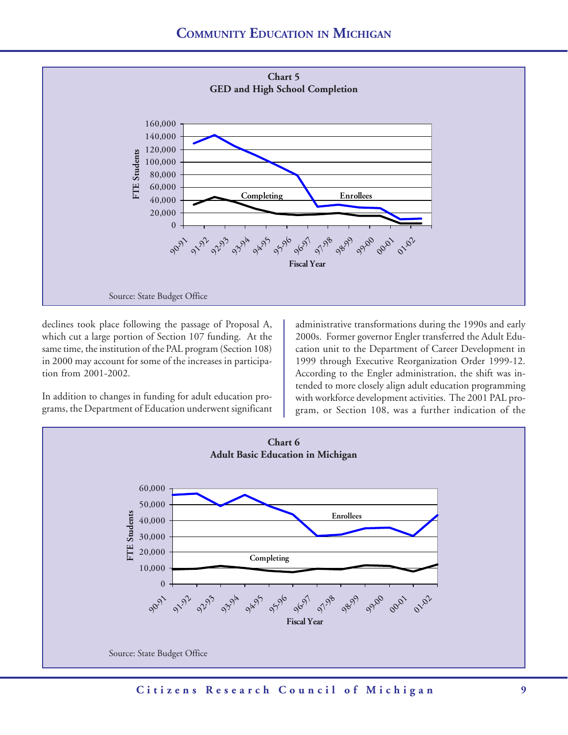**Chart 5**
**GED and High School Completion**

Source: State Budget Office

declines took place following the passage of Proposal A, which cut a large portion of Section 107 funding. At the same time, the institution of the PAL program (Section 108) in 2000 may account for some of the increases in participation from 2001-2002.

In addition to changes in funding for adult education programs, the Department of Education underwent significant administrative transformations during the 1990s and early 2000s. Former governor Engler transferred the Adult Education unit to the Department of Career Development in 1999 through Executive Reorganization Order 1999-12. According to the Engler administration, the shift was intended to more closely align adult education programming with workforce development activities. The 2001 PAL program, or Section 108, was a further indication of the

**Chart 6**
**Adult Basic Education in Michigan**

Source: State Budget Office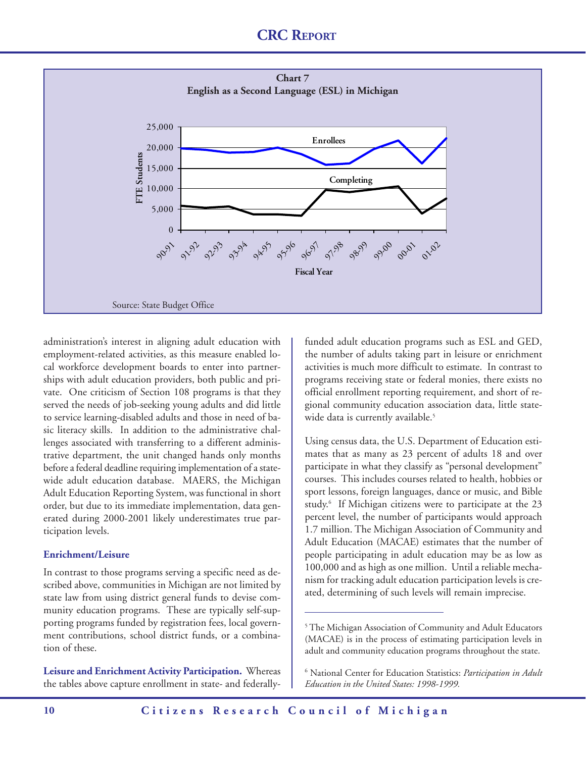**Chart 7**
**English as a Second Language (ESL) in Michigan**

Source: State Budget Office

administration's interest in aligning adult education with employment-related activities, as this measure enabled local workforce development boards to enter into partnerships with adult education providers, both public and private. One criticism of Section 108 programs is that they served the needs of job-seeking young adults and did little to service learning-disabled adults and those in need of basic literacy skills. In addition to the administrative challenges associated with transferring to a different administrative department, the unit changed hands only months before a federal deadline requiring implementation of a statewide adult education database. MAERS, the Michigan Adult Education Reporting System, was functional in short order, but due to its immediate implementation, data generated during 2000-2001 likely underestimates true participation levels.

### Enrichment/Leisure

In contrast to those programs serving a specific need as described above, communities in Michigan are not limited by state law from using district general funds to devise community education programs. These are typically self-supporting programs funded by registration fees, local government contributions, school district funds, or a combination of these.

**Leisure and Enrichment Activity Participation.** Whereas the tables above capture enrollment in state- and federally-funded adult education programs such as ESL and GED, the number of adults taking part in leisure or enrichment activities is much more difficult to estimate. In contrast to programs receiving state or federal monies, there exists no official enrollment reporting requirement, and short of regional community education association data, little statewide data is currently available.[5]

Using census data, the U.S. Department of Education estimates that as many as 23 percent of adults 18 and over participate in what they classify as "personal development" courses. This includes courses related to health, hobbies or sport lessons, foreign languages, dance or music, and Bible study.[6] If Michigan citizens were to participate at the 23 percent level, the number of participants would approach 1.7 million. The Michigan Association of Community and Adult Education (MACAE) estimates that the number of people participating in adult education may be as low as 100,000 and as high as one million. Until a reliable mechanism for tracking adult education participation levels is created, determining of such levels will remain imprecise.

---

[5] The Michigan Association of Community and Adult Educators (MACAE) is in the process of estimating participation levels in adult and community education programs throughout the state.

[6] National Center for Education Statistics: *Participation in Adult Education in the United States: 1998-1999.*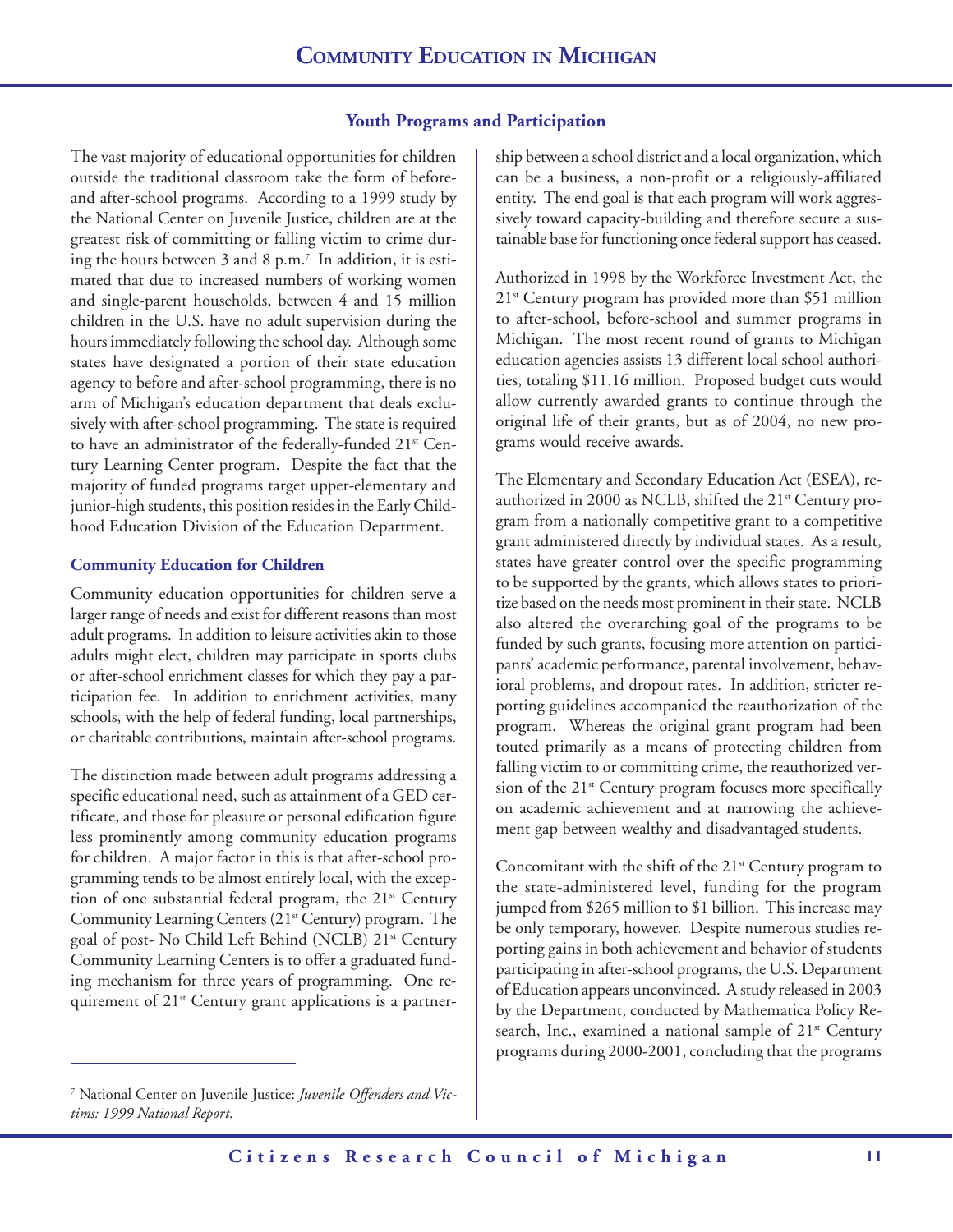## Youth Programs and Participation

The vast majority of educational opportunities for children outside the traditional classroom take the form of before- and after-school programs. According to a 1999 study by the National Center on Juvenile Justice, children are at the greatest risk of committing or falling victim to crime during the hours between 3 and 8 p.m.[7] In addition, it is estimated that due to increased numbers of working women and single-parent households, between 4 and 15 million children in the U.S. have no adult supervision during the hours immediately following the school day. Although some states have designated a portion of their state education agency to before and after-school programming, there is no arm of Michigan's education department that deals exclusively with after-school programming. The state is required to have an administrator of the federally-funded 21st Century Learning Center program. Despite the fact that the majority of funded programs target upper-elementary and junior-high students, this position resides in the Early Childhood Education Division of the Education Department.

### Community Education for Children

Community education opportunities for children serve a larger range of needs and exist for different reasons than most adult programs. In addition to leisure activities akin to those adults might elect, children may participate in sports clubs or after-school enrichment classes for which they pay a participation fee. In addition to enrichment activities, many schools, with the help of federal funding, local partnerships, or charitable contributions, maintain after-school programs.

The distinction made between adult programs addressing a specific educational need, such as attainment of a GED certificate, and those for pleasure or personal edification figure less prominently among community education programs for children. A major factor in this is that after-school programming tends to be almost entirely local, with the exception of one substantial federal program, the 21st Century Community Learning Centers (21st Century) program. The goal of post- No Child Left Behind (NCLB) 21st Century Community Learning Centers is to offer a graduated funding mechanism for three years of programming. One requirement of 21st Century grant applications is a partnership between a school district and a local organization, which can be a business, a non-profit or a religiously-affiliated entity. The end goal is that each program will work aggressively toward capacity-building and therefore secure a sustainable base for functioning once federal support has ceased.

Authorized in 1998 by the Workforce Investment Act, the 21st Century program has provided more than $51 million to after-school, before-school and summer programs in Michigan. The most recent round of grants to Michigan education agencies assists 13 different local school authorities, totaling $11.16 million. Proposed budget cuts would allow currently awarded grants to continue through the original life of their grants, but as of 2004, no new programs would receive awards.

The Elementary and Secondary Education Act (ESEA), reauthorized in 2000 as NCLB, shifted the 21st Century program from a nationally competitive grant to a competitive grant administered directly by individual states. As a result, states have greater control over the specific programming to be supported by the grants, which allows states to prioritize based on the needs most prominent in their state. NCLB also altered the overarching goal of the programs to be funded by such grants, focusing more attention on participants' academic performance, parental involvement, behavioral problems, and dropout rates. In addition, stricter reporting guidelines accompanied the reauthorization of the program. Whereas the original grant program had been touted primarily as a means of protecting children from falling victim to or committing crime, the reauthorized version of the 21st Century program focuses more specifically on academic achievement and at narrowing the achievement gap between wealthy and disadvantaged students.

Concomitant with the shift of the 21st Century program to the state-administered level, funding for the program jumped from $265 million to $1 billion. This increase may be only temporary, however. Despite numerous studies reporting gains in both achievement and behavior of students participating in after-school programs, the U.S. Department of Education appears unconvinced. A study released in 2003 by the Department, conducted by Mathematica Policy Research, Inc., examined a national sample of 21st Century programs during 2000-2001, concluding that the programs

---

[7] National Center on Juvenile Justice: *Juvenile Offenders and Victims: 1999 National Report.*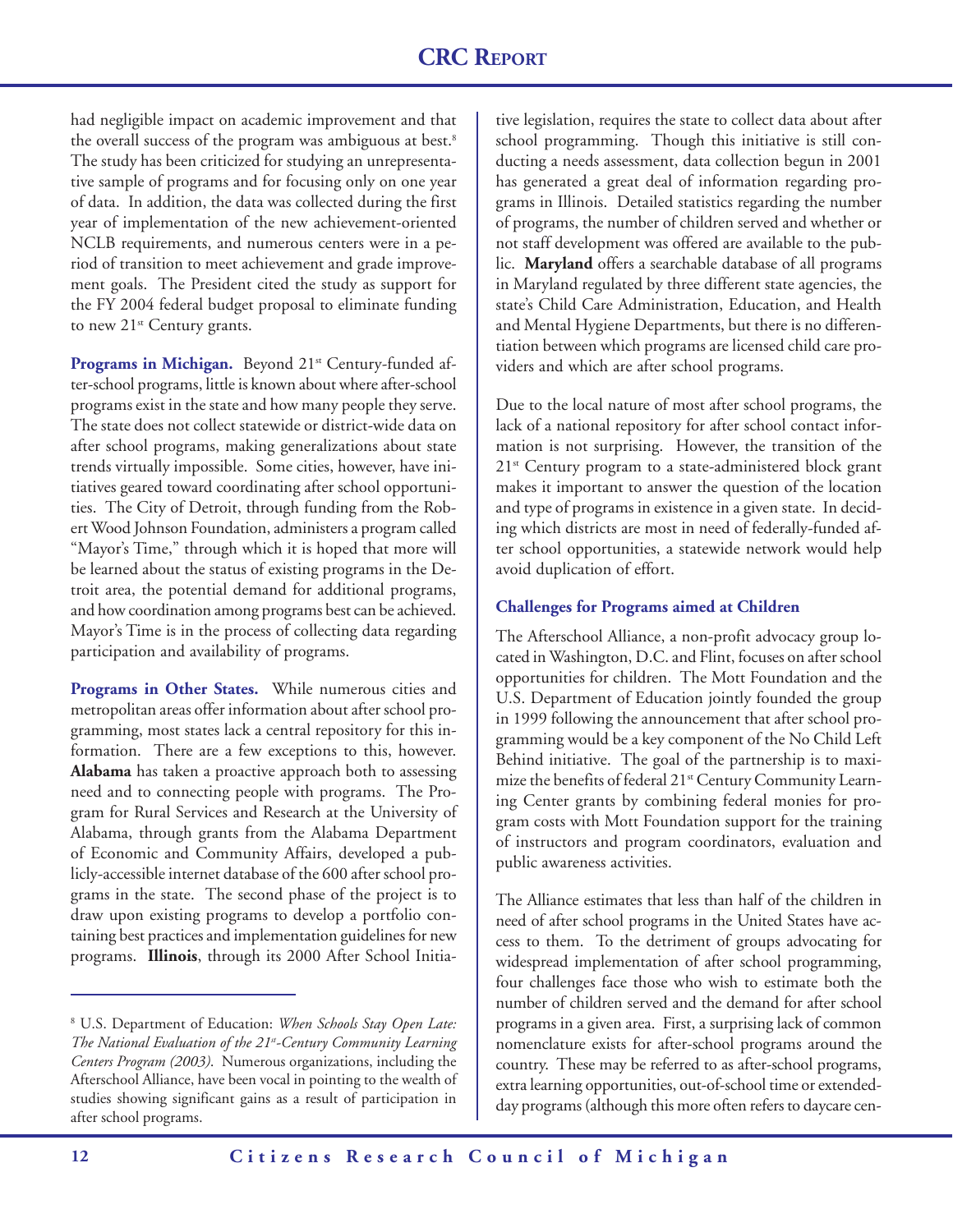had negligible impact on academic improvement and that the overall success of the program was ambiguous at best.[8] The study has been criticized for studying an unrepresentative sample of programs and for focusing only on one year of data. In addition, the data was collected during the first year of implementation of the new achievement-oriented NCLB requirements, and numerous centers were in a period of transition to meet achievement and grade improvement goals. The President cited the study as support for the FY 2004 federal budget proposal to eliminate funding to new 21st Century grants.

**Programs in Michigan.** Beyond 21st Century-funded after-school programs, little is known about where after-school programs exist in the state and how many people they serve. The state does not collect statewide or district-wide data on after school programs, making generalizations about state trends virtually impossible. Some cities, however, have initiatives geared toward coordinating after school opportunities. The City of Detroit, through funding from the Robert Wood Johnson Foundation, administers a program called "Mayor's Time," through which it is hoped that more will be learned about the status of existing programs in the Detroit area, the potential demand for additional programs, and how coordination among programs best can be achieved. Mayor's Time is in the process of collecting data regarding participation and availability of programs.

**Programs in Other States.** While numerous cities and metropolitan areas offer information about after school programming, most states lack a central repository for this information. There are a few exceptions to this, however. **Alabama** has taken a proactive approach both to assessing need and to connecting people with programs. The Program for Rural Services and Research at the University of Alabama, through grants from the Alabama Department of Economic and Community Affairs, developed a publicly-accessible internet database of the 600 after school programs in the state. The second phase of the project is to draw upon existing programs to develop a portfolio containing best practices and implementation guidelines for new programs. **Illinois**, through its 2000 After School Initiative legislation, requires the state to collect data about after school programming. Though this initiative is still conducting a needs assessment, data collection begun in 2001 has generated a great deal of information regarding programs in Illinois. Detailed statistics regarding the number of programs, the number of children served and whether or not staff development was offered are available to the public. **Maryland** offers a searchable database of all programs in Maryland regulated by three different state agencies, the state's Child Care Administration, Education, and Health and Mental Hygiene Departments, but there is no differentiation between which programs are licensed child care providers and which are after school programs.

Due to the local nature of most after school programs, the lack of a national repository for after school contact information is not surprising. However, the transition of the 21st Century program to a state-administered block grant makes it important to answer the question of the location and type of programs in existence in a given state. In deciding which districts are most in need of federally-funded after school opportunities, a statewide network would help avoid duplication of effort.

### Challenges for Programs aimed at Children

The Afterschool Alliance, a non-profit advocacy group located in Washington, D.C. and Flint, focuses on after school opportunities for children. The Mott Foundation and the U.S. Department of Education jointly founded the group in 1999 following the announcement that after school programming would be a key component of the No Child Left Behind initiative. The goal of the partnership is to maximize the benefits of federal 21st Century Community Learning Center grants by combining federal monies for program costs with Mott Foundation support for the training of instructors and program coordinators, evaluation and public awareness activities.

The Alliance estimates that less than half of the children in need of after school programs in the United States have access to them. To the detriment of groups advocating for widespread implementation of after school programming, four challenges face those who wish to estimate both the number of children served and the demand for after school programs in a given area. First, a surprising lack of common nomenclature exists for after-school programs around the country. These may be referred to as after-school programs, extra learning opportunities, out-of-school time or extended-day programs (although this more often refers to daycare cen-

---

[8] U.S. Department of Education: *When Schools Stay Open Late: The National Evaluation of the 21st-Century Community Learning Centers Program (2003)*. Numerous organizations, including the Afterschool Alliance, have been vocal in pointing to the wealth of studies showing significant gains as a result of participation in after school programs.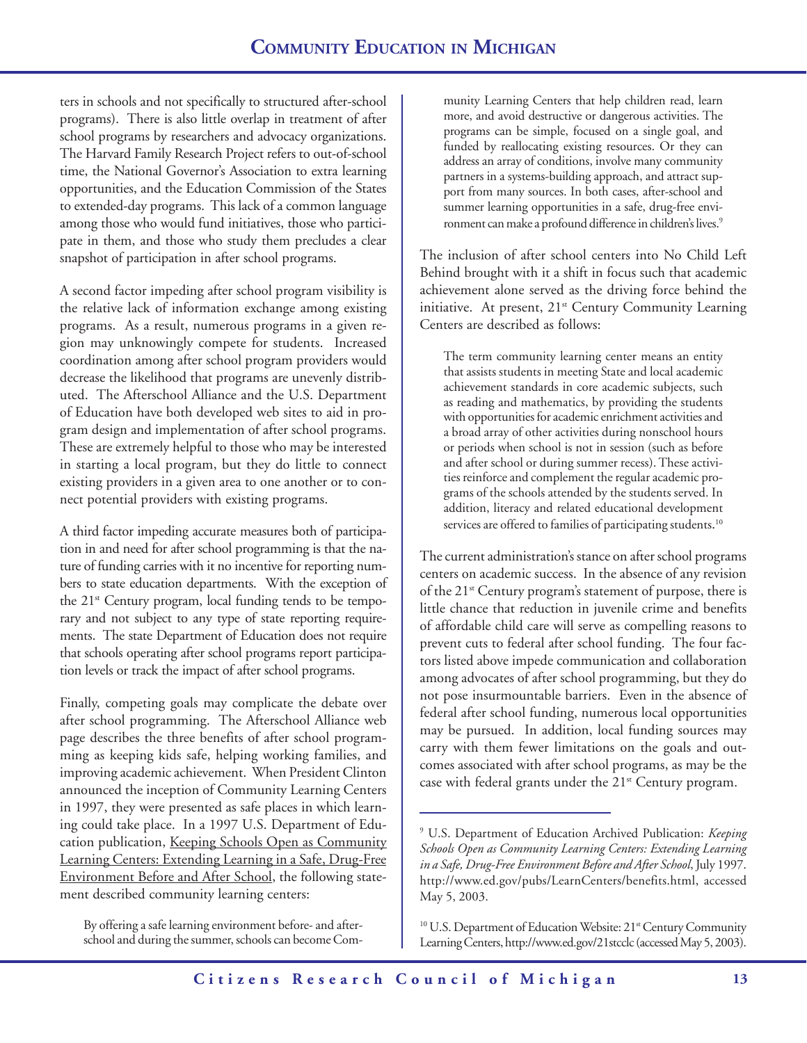ters in schools and not specifically to structured after-school programs). There is also little overlap in treatment of after school programs by researchers and advocacy organizations. The Harvard Family Research Project refers to out-of-school time, the National Governor's Association to extra learning opportunities, and the Education Commission of the States to extended-day programs. This lack of a common language among those who would fund initiatives, those who participate in them, and those who study them precludes a clear snapshot of participation in after school programs.

A second factor impeding after school program visibility is the relative lack of information exchange among existing programs. As a result, numerous programs in a given region may unknowingly compete for students. Increased coordination among after school program providers would decrease the likelihood that programs are unevenly distributed. The Afterschool Alliance and the U.S. Department of Education have both developed web sites to aid in program design and implementation of after school programs. These are extremely helpful to those who may be interested in starting a local program, but they do little to connect existing providers in a given area to one another or to connect potential providers with existing programs.

A third factor impeding accurate measures both of participation in and need for after school programming is that the nature of funding carries with it no incentive for reporting numbers to state education departments. With the exception of the 21st Century program, local funding tends to be temporary and not subject to any type of state reporting requirements. The state Department of Education does not require that schools operating after school programs report participation levels or track the impact of after school programs.

Finally, competing goals may complicate the debate over after school programming. The Afterschool Alliance web page describes the three benefits of after school programming as keeping kids safe, helping working families, and improving academic achievement. When President Clinton announced the inception of Community Learning Centers in 1997, they were presented as safe places in which learning could take place. In a 1997 U.S. Department of Education publication, Keeping Schools Open as Community Learning Centers: Extending Learning in a Safe, Drug-Free Environment Before and After School, the following statement described community learning centers:

> By offering a safe learning environment before- and after-school and during the summer, schools can become Community Learning Centers that help children read, learn more, and avoid destructive or dangerous activities. The programs can be simple, focused on a single goal, and funded by reallocating existing resources. Or they can address an array of conditions, involve many community partners in a systems-building approach, and attract support from many sources. In both cases, after-school and summer learning opportunities in a safe, drug-free environment can make a profound difference in children's lives.[9]

The inclusion of after school centers into No Child Left Behind brought with it a shift in focus such that academic achievement alone served as the driving force behind the initiative. At present, 21st Century Community Learning Centers are described as follows:

> The term community learning center means an entity that assists students in meeting State and local academic achievement standards in core academic subjects, such as reading and mathematics, by providing the students with opportunities for academic enrichment activities and a broad array of other activities during nonschool hours or periods when school is not in session (such as before and after school or during summer recess). These activities reinforce and complement the regular academic programs of the schools attended by the students served. In addition, literacy and related educational development services are offered to families of participating students.[10]

The current administration's stance on after school programs centers on academic success. In the absence of any revision of the 21st Century program's statement of purpose, there is little chance that reduction in juvenile crime and benefits of affordable child care will serve as compelling reasons to prevent cuts to federal after school funding. The four factors listed above impede communication and collaboration among advocates of after school programming, but they do not pose insurmountable barriers. Even in the absence of federal after school funding, numerous local opportunities may be pursued. In addition, local funding sources may carry with them fewer limitations on the goals and outcomes associated with after school programs, as may be the case with federal grants under the 21st Century program.

---

[9] U.S. Department of Education Archived Publication: *Keeping Schools Open as Community Learning Centers: Extending Learning in a Safe, Drug-Free Environment Before and After School*, July 1997. http://www.ed.gov/pubs/LearnCenters/benefits.html, accessed May 5, 2003.

[10] U.S. Department of Education Website: 21st Century Community Learning Centers, http://www.ed.gov/21stcclc (accessed May 5, 2003).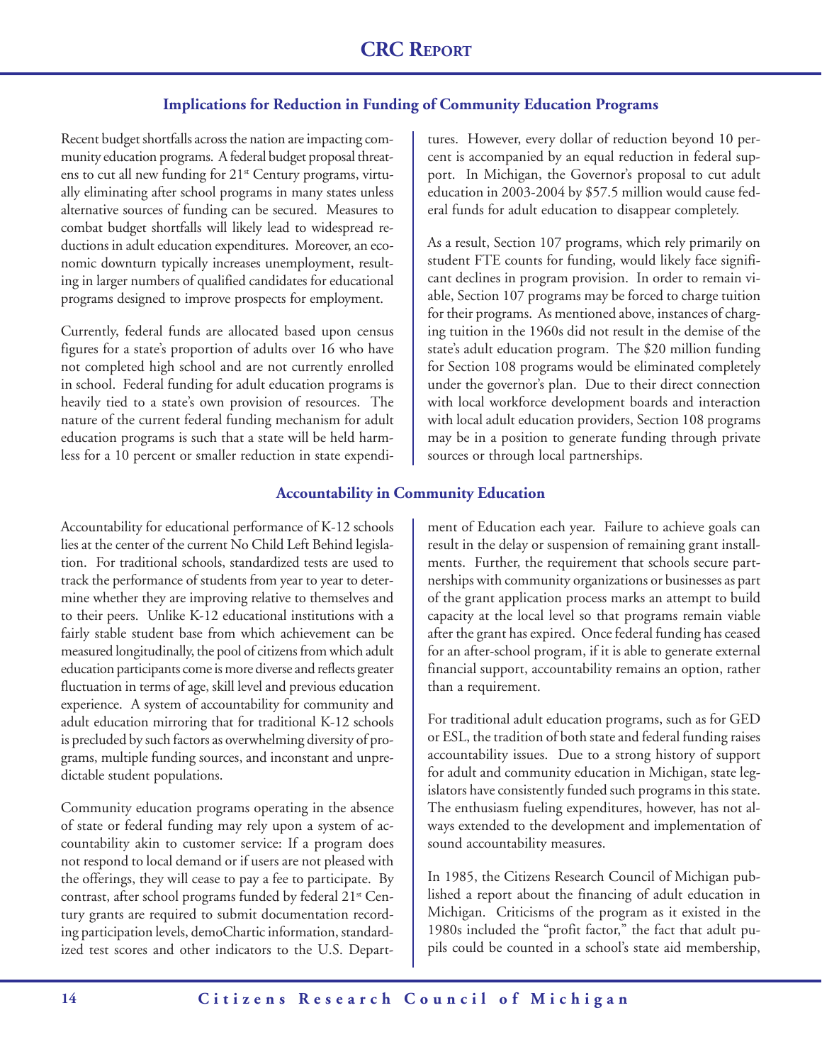## Implications for Reduction in Funding of Community Education Programs

Recent budget shortfalls across the nation are impacting community education programs. A federal budget proposal threatens to cut all new funding for 21st Century programs, virtually eliminating after school programs in many states unless alternative sources of funding can be secured. Measures to combat budget shortfalls will likely lead to widespread reductions in adult education expenditures. Moreover, an economic downturn typically increases unemployment, resulting in larger numbers of qualified candidates for educational programs designed to improve prospects for employment.

Currently, federal funds are allocated based upon census figures for a state's proportion of adults over 16 who have not completed high school and are not currently enrolled in school. Federal funding for adult education programs is heavily tied to a state's own provision of resources. The nature of the current federal funding mechanism for adult education programs is such that a state will be held harmless for a 10 percent or smaller reduction in state expenditures. However, every dollar of reduction beyond 10 percent is accompanied by an equal reduction in federal support. In Michigan, the Governor's proposal to cut adult education in 2003-2004 by $57.5 million would cause federal funds for adult education to disappear completely.

As a result, Section 107 programs, which rely primarily on student FTE counts for funding, would likely face significant declines in program provision. In order to remain viable, Section 107 programs may be forced to charge tuition for their programs. As mentioned above, instances of charging tuition in the 1960s did not result in the demise of the state's adult education program. The $20 million funding for Section 108 programs would be eliminated completely under the governor's plan. Due to their direct connection with local workforce development boards and interaction with local adult education providers, Section 108 programs may be in a position to generate funding through private sources or through local partnerships.

## Accountability in Community Education

Accountability for educational performance of K-12 schools lies at the center of the current No Child Left Behind legislation. For traditional schools, standardized tests are used to track the performance of students from year to year to determine whether they are improving relative to themselves and to their peers. Unlike K-12 educational institutions with a fairly stable student base from which achievement can be measured longitudinally, the pool of citizens from which adult education participants come is more diverse and reflects greater fluctuation in terms of age, skill level and previous education experience. A system of accountability for community and adult education mirroring that for traditional K-12 schools is precluded by such factors as overwhelming diversity of programs, multiple funding sources, and inconstant and unpredictable student populations.

Community education programs operating in the absence of state or federal funding may rely upon a system of accountability akin to customer service: If a program does not respond to local demand or if users are not pleased with the offerings, they will cease to pay a fee to participate. By contrast, after school programs funded by federal 21st Century grants are required to submit documentation recording participation levels, demoChartic information, standardized test scores and other indicators to the U.S. Department of Education each year. Failure to achieve goals can result in the delay or suspension of remaining grant installments. Further, the requirement that schools secure partnerships with community organizations or businesses as part of the grant application process marks an attempt to build capacity at the local level so that programs remain viable after the grant has expired. Once federal funding has ceased for an after-school program, if it is able to generate external financial support, accountability remains an option, rather than a requirement.

For traditional adult education programs, such as for GED or ESL, the tradition of both state and federal funding raises accountability issues. Due to a strong history of support for adult and community education in Michigan, state legislators have consistently funded such programs in this state. The enthusiasm fueling expenditures, however, has not always extended to the development and implementation of sound accountability measures.

In 1985, the Citizens Research Council of Michigan published a report about the financing of adult education in Michigan. Criticisms of the program as it existed in the 1980s included the "profit factor," the fact that adult pupils could be counted in a school's state aid membership,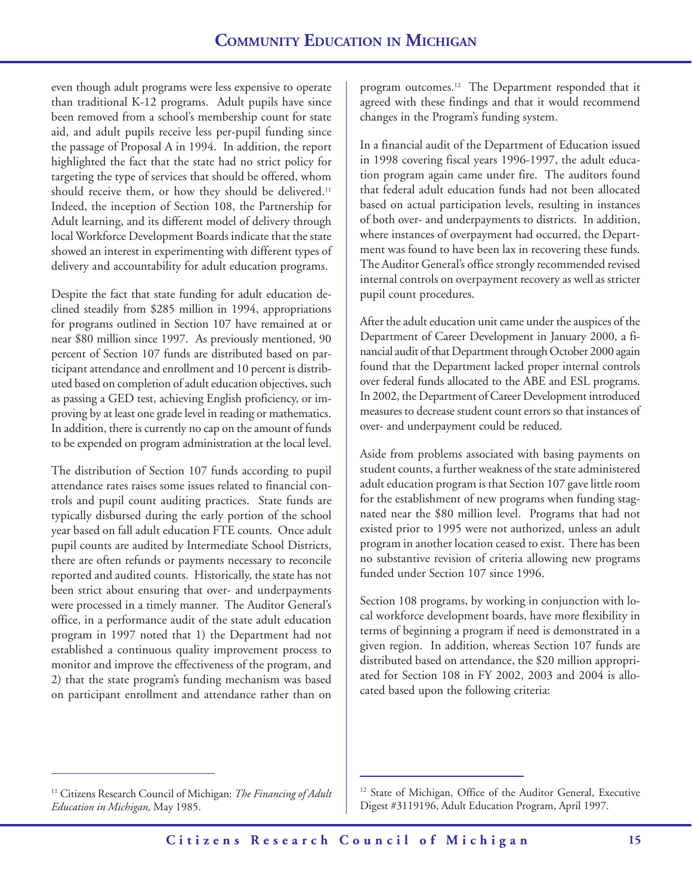even though adult programs were less expensive to operate than traditional K-12 programs. Adult pupils have since been removed from a school's membership count for state aid, and adult pupils receive less per-pupil funding since the passage of Proposal A in 1994. In addition, the report highlighted the fact that the state had no strict policy for targeting the type of services that should be offered, whom should receive them, or how they should be delivered.[11] Indeed, the inception of Section 108, the Partnership for Adult learning, and its different model of delivery through local Workforce Development Boards indicate that the state showed an interest in experimenting with different types of delivery and accountability for adult education programs.

Despite the fact that state funding for adult education declined steadily from $285 million in 1994, appropriations for programs outlined in Section 107 have remained at or near $80 million since 1997. As previously mentioned, 90 percent of Section 107 funds are distributed based on participant attendance and enrollment and 10 percent is distributed based on completion of adult education objectives, such as passing a GED test, achieving English proficiency, or improving by at least one grade level in reading or mathematics. In addition, there is currently no cap on the amount of funds to be expended on program administration at the local level.

The distribution of Section 107 funds according to pupil attendance rates raises some issues related to financial controls and pupil count auditing practices. State funds are typically disbursed during the early portion of the school year based on fall adult education FTE counts. Once adult pupil counts are audited by Intermediate School Districts, there are often refunds or payments necessary to reconcile reported and audited counts. Historically, the state has not been strict about ensuring that over- and underpayments were processed in a timely manner. The Auditor General's office, in a performance audit of the state adult education program in 1997 noted that 1) the Department had not established a continuous quality improvement process to monitor and improve the effectiveness of the program, and 2) that the state program's funding mechanism was based on participant enrollment and attendance rather than on program outcomes.[12] The Department responded that it agreed with these findings and that it would recommend changes in the Program's funding system.

In a financial audit of the Department of Education issued in 1998 covering fiscal years 1996-1997, the adult education program again came under fire. The auditors found that federal adult education funds had not been allocated based on actual participation levels, resulting in instances of both over- and underpayments to districts. In addition, where instances of overpayment had occurred, the Department was found to have been lax in recovering these funds. The Auditor General's office strongly recommended revised internal controls on overpayment recovery as well as stricter pupil count procedures.

After the adult education unit came under the auspices of the Department of Career Development in January 2000, a financial audit of that Department through October 2000 again found that the Department lacked proper internal controls over federal funds allocated to the ABE and ESL programs. In 2002, the Department of Career Development introduced measures to decrease student count errors so that instances of over- and underpayment could be reduced.

Aside from problems associated with basing payments on student counts, a further weakness of the state administered adult education program is that Section 107 gave little room for the establishment of new programs when funding stagnated near the $80 million level. Programs that had not existed prior to 1995 were not authorized, unless an adult program in another location ceased to exist. There has been no substantive revision of criteria allowing new programs funded under Section 107 since 1996.

Section 108 programs, by working in conjunction with local workforce development boards, have more flexibility in terms of beginning a program if need is demonstrated in a given region. In addition, whereas Section 107 funds are distributed based on attendance, the $20 million appropriated for Section 108 in FY 2002, 2003 and 2004 is allocated based upon the following criteria:

---

[11] Citizens Research Council of Michigan: *The Financing of Adult Education in Michigan,* May 1985.

[12] State of Michigan, Office of the Auditor General, Executive Digest #3119196, Adult Education Program, April 1997.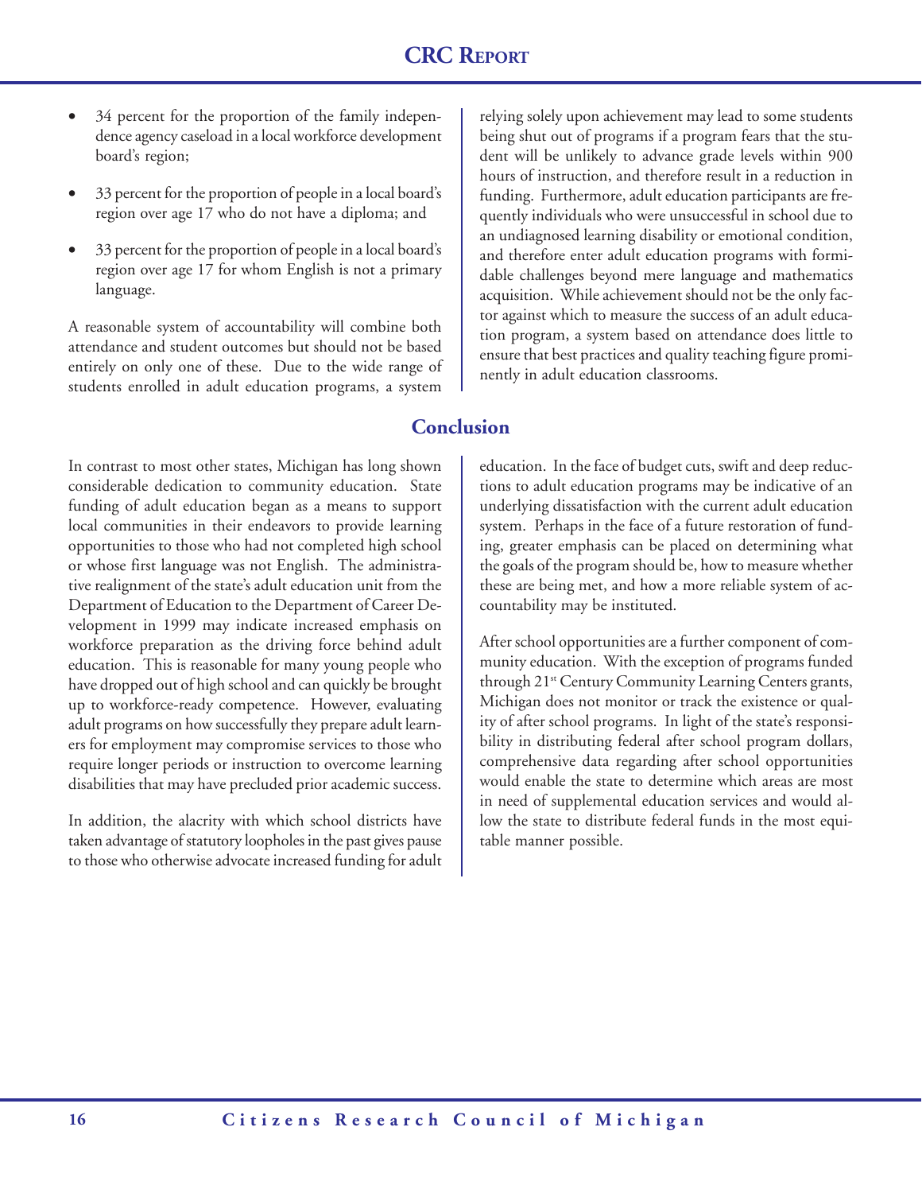- 34 percent for the proportion of the family independence agency caseload in a local workforce development board's region;
- 33 percent for the proportion of people in a local board's region over age 17 who do not have a diploma; and
- 33 percent for the proportion of people in a local board's region over age 17 for whom English is not a primary language.

A reasonable system of accountability will combine both attendance and student outcomes but should not be based entirely on only one of these. Due to the wide range of students enrolled in adult education programs, a system relying solely upon achievement may lead to some students being shut out of programs if a program fears that the student will be unlikely to advance grade levels within 900 hours of instruction, and therefore result in a reduction in funding. Furthermore, adult education participants are frequently individuals who were unsuccessful in school due to an undiagnosed learning disability or emotional condition, and therefore enter adult education programs with formidable challenges beyond mere language and mathematics acquisition. While achievement should not be the only factor against which to measure the success of an adult education program, a system based on attendance does little to ensure that best practices and quality teaching figure prominently in adult education classrooms.

## Conclusion

In contrast to most other states, Michigan has long shown considerable dedication to community education. State funding of adult education began as a means to support local communities in their endeavors to provide learning opportunities to those who had not completed high school or whose first language was not English. The administrative realignment of the state's adult education unit from the Department of Education to the Department of Career Development in 1999 may indicate increased emphasis on workforce preparation as the driving force behind adult education. This is reasonable for many young people who have dropped out of high school and can quickly be brought up to workforce-ready competence. However, evaluating adult programs on how successfully they prepare adult learners for employment may compromise services to those who require longer periods or instruction to overcome learning disabilities that may have precluded prior academic success.

In addition, the alacrity with which school districts have taken advantage of statutory loopholes in the past gives pause to those who otherwise advocate increased funding for adult education. In the face of budget cuts, swift and deep reductions to adult education programs may be indicative of an underlying dissatisfaction with the current adult education system. Perhaps in the face of a future restoration of funding, greater emphasis can be placed on determining what the goals of the program should be, how to measure whether these are being met, and how a more reliable system of accountability may be instituted.

After school opportunities are a further component of community education. With the exception of programs funded through 21st Century Community Learning Centers grants, Michigan does not monitor or track the existence or quality of after school programs. In light of the state's responsibility in distributing federal after school program dollars, comprehensive data regarding after school opportunities would enable the state to determine which areas are most in need of supplemental education services and would allow the state to distribute federal funds in the most equitable manner possible.